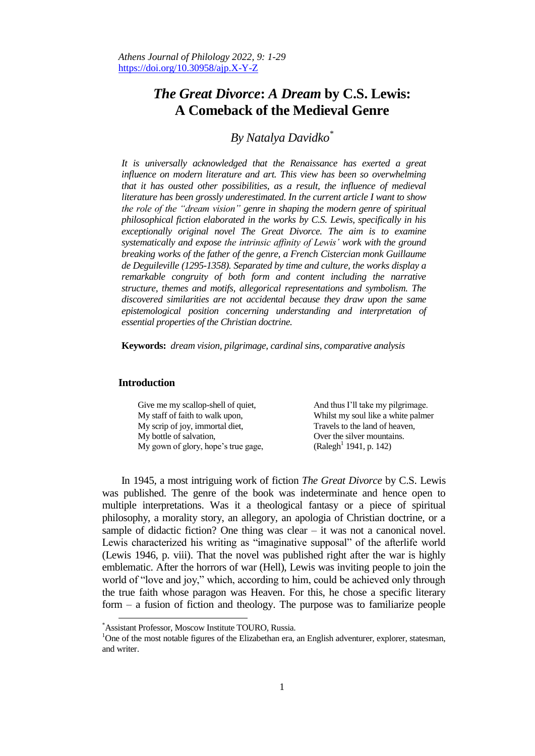# *The Great Divorce*: *A Dream* by C.S. Lewis: A Comeback of the Medieval Genre

## *By Natalya Davidko*[*]

*It is universally acknowledged that the Renaissance has exerted a great influence on modern literature and art. This view has been so overwhelming that it has ousted other possibilities, as a result, the influence of medieval literature has been grossly underestimated. In the current article I want to show the role of the "dream vision" genre in shaping the modern genre of spiritual philosophical fiction elaborated in the works by C.S. Lewis, specifically in his exceptionally original novel The Great Divorce. The aim is to examine systematically and expose the intrinsic affinity of Lewis' work with the ground breaking works of the father of the genre, a French Cistercian monk Guillaume de Deguileville (1295-1358). Separated by time and culture, the works display a remarkable congruity of both form and content including the narrative structure, themes and motifs, allegorical representations and symbolism. The discovered similarities are not accidental because they draw upon the same epistemological position concerning understanding and interpretation of essential properties of the Christian doctrine.*

**Keywords:** *dream vision, pilgrimage, cardinal sins, comparative analysis*

## Introduction

> Give me my scallop-shell of quiet,
> My staff of faith to walk upon,
> My scrip of joy, immortal diet,
> My bottle of salvation,
> My gown of glory, hope's true gage,
> And thus I'll take my pilgrimage.
> Whilst my soul like a white palmer
> Travels to the land of heaven,
> Over the silver mountains.
> (Ralegh[1] 1941, p. 142)

In 1945, a most intriguing work of fiction *The Great Divorce* by C.S. Lewis was published. The genre of the book was indeterminate and hence open to multiple interpretations. Was it a theological fantasy or a piece of spiritual philosophy, a morality story, an allegory, an apologia of Christian doctrine, or a sample of didactic fiction? One thing was clear – it was not a canonical novel. Lewis characterized his writing as "imaginative supposal" of the afterlife world (Lewis 1946, p. viii). That the novel was published right after the war is highly emblematic. After the horrors of war (Hell), Lewis was inviting people to join the world of "love and joy," which, according to him, could be achieved only through the true faith whose paragon was Heaven. For this, he chose a specific literary form – a fusion of fiction and theology. The purpose was to familiarize people

---

[*] Assistant Professor, Moscow Institute TOURO, Russia.

[1] One of the most notable figures of the Elizabethan era, an English adventurer, explorer, statesman, and writer.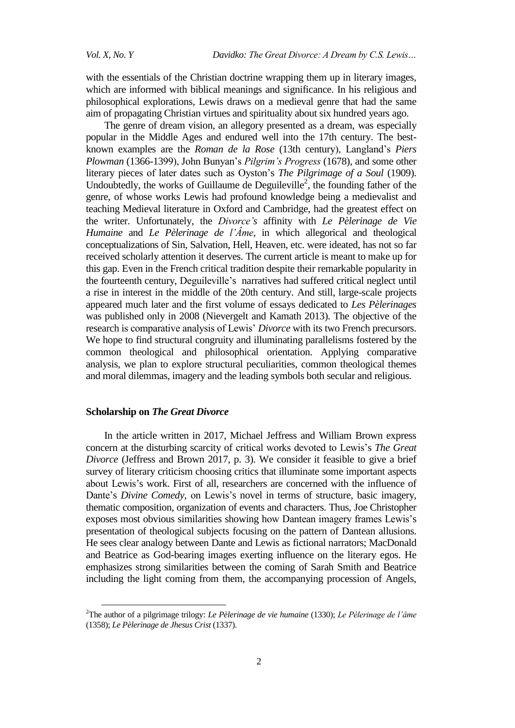with the essentials of the Christian doctrine wrapping them up in literary images, which are informed with biblical meanings and significance. In his religious and philosophical explorations, Lewis draws on a medieval genre that had the same aim of propagating Christian virtues and spirituality about six hundred years ago.

The genre of dream vision, an allegory presented as a dream, was especially popular in the Middle Ages and endured well into the 17th century. The best-known examples are the *Roman de la Rose* (13th century), Langland's *Piers Plowman* (1366-1399), John Bunyan's *Pilgrim's Progress* (1678), and some other literary pieces of later dates such as Oyston's *The Pilgrimage of a Soul* (1909). Undoubtedly, the works of Guillaume de Deguileville[2], the founding father of the genre, of whose works Lewis had profound knowledge being a medievalist and teaching Medieval literature in Oxford and Cambridge, had the greatest effect on the writer. Unfortunately, the *Divorce's* affinity with *Le Pèlerinage de Vie Humaine* and *Le Pèlerinage de l'Âme*, in which allegorical and theological conceptualizations of Sin, Salvation, Hell, Heaven, etc. were ideated, has not so far received scholarly attention it deserves. The current article is meant to make up for this gap. Even in the French critical tradition despite their remarkable popularity in the fourteenth century, Deguileville's narratives had suffered critical neglect until a rise in interest in the middle of the 20th century. And still, large-scale projects appeared much later and the first volume of essays dedicated to *Les Pèlerinages* was published only in 2008 (Nievergelt and Kamath 2013). The objective of the research is comparative analysis of Lewis' *Divorce* with its two French precursors. We hope to find structural congruity and illuminating parallelisms fostered by the common theological and philosophical orientation. Applying comparative analysis, we plan to explore structural peculiarities, common theological themes and moral dilemmas, imagery and the leading symbols both secular and religious.

## Scholarship on *The Great Divorce*

In the article written in 2017, Michael Jeffress and William Brown express concern at the disturbing scarcity of critical works devoted to Lewis's *The Great Divorce* (Jeffress and Brown 2017, p. 3). We consider it feasible to give a brief survey of literary criticism choosing critics that illuminate some important aspects about Lewis's work. First of all, researchers are concerned with the influence of Dante's *Divine Comedy*, on Lewis's novel in terms of structure, basic imagery, thematic composition, organization of events and characters. Thus, Joe Christopher exposes most obvious similarities showing how Dantean imagery frames Lewis's presentation of theological subjects focusing on the pattern of Dantean allusions. He sees clear analogy between Dante and Lewis as fictional narrators; MacDonald and Beatrice as God-bearing images exerting influence on the literary egos. He emphasizes strong similarities between the coming of Sarah Smith and Beatrice including the light coming from them, the accompanying procession of Angels,

---

[2] The author of a pilgrimage trilogy: *Le Pèlerinage de vie humaine* (1330); *Le Pèlerinage de l'âme* (1358); *Le Pèlerinage de Jhesus Crist* (1337).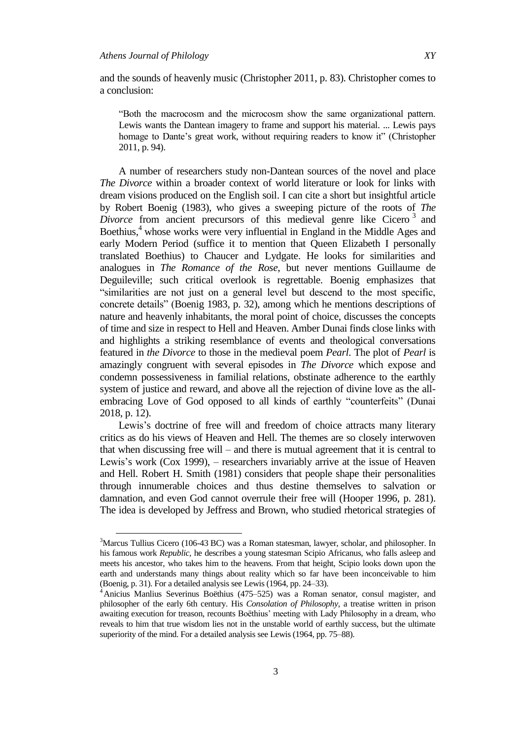and the sounds of heavenly music (Christopher 2011, p. 83). Christopher comes to a conclusion:

> "Both the macrocosm and the microcosm show the same organizational pattern. Lewis wants the Dantean imagery to frame and support his material. ... Lewis pays homage to Dante's great work, without requiring readers to know it" (Christopher 2011, p. 94).

A number of researchers study non-Dantean sources of the novel and place *The Divorce* within a broader context of world literature or look for links with dream visions produced on the English soil. I can cite a short but insightful article by Robert Boenig (1983), who gives a sweeping picture of the roots of *The Divorce* from ancient precursors of this medieval genre like Cicero [3] and Boethius,[4] whose works were very influential in England in the Middle Ages and early Modern Period (suffice it to mention that Queen Elizabeth I personally translated Boethius) to Chaucer and Lydgate. He looks for similarities and analogues in *The Romance of the Rose*, but never mentions Guillaume de Deguileville; such critical overlook is regrettable. Boenig emphasizes that "similarities are not just on a general level but descend to the most specific, concrete details" (Boenig 1983, p. 32), among which he mentions descriptions of nature and heavenly inhabitants, the moral point of choice, discusses the concepts of time and size in respect to Hell and Heaven. Amber Dunai finds close links with and highlights a striking resemblance of events and theological conversations featured in *the Divorce* to those in the medieval poem *Pearl*. The plot of *Pearl* is amazingly congruent with several episodes in *The Divorce* which expose and condemn possessiveness in familial relations, obstinate adherence to the earthly system of justice and reward, and above all the rejection of divine love as the all-embracing Love of God opposed to all kinds of earthly "counterfeits" (Dunai 2018, p. 12).

Lewis's doctrine of free will and freedom of choice attracts many literary critics as do his views of Heaven and Hell. The themes are so closely interwoven that when discussing free will – and there is mutual agreement that it is central to Lewis's work (Cox 1999), – researchers invariably arrive at the issue of Heaven and Hell. Robert H. Smith (1981) considers that people shape their personalities through innumerable choices and thus destine themselves to salvation or damnation, and even God cannot overrule their free will (Hooper 1996, p. 281). The idea is developed by Jeffress and Brown, who studied rhetorical strategies of

---

[3] Marcus Tullius Cicero (106-43 BC) was a Roman statesman, lawyer, scholar, and philosopher. In his famous work *Republic,* he describes a young statesman Scipio Africanus, who falls asleep and meets his ancestor, who takes him to the heavens. From that height, Scipio looks down upon the earth and understands many things about reality which so far have been inconceivable to him (Boenig, p. 31). For a detailed analysis see Lewis (1964, pp. 24–33).

[4] Anicius Manlius Severinus Boëthius (475–525) was a Roman senator, consul magister, and philosopher of the early 6th century. His *Consolation of Philosophy*, a treatise written in prison awaiting execution for treason, recounts Boëthius' meeting with Lady Philosophy in a dream, who reveals to him that true wisdom lies not in the unstable world of earthly success, but the ultimate superiority of the mind. For a detailed analysis see Lewis (1964, pp. 75–88).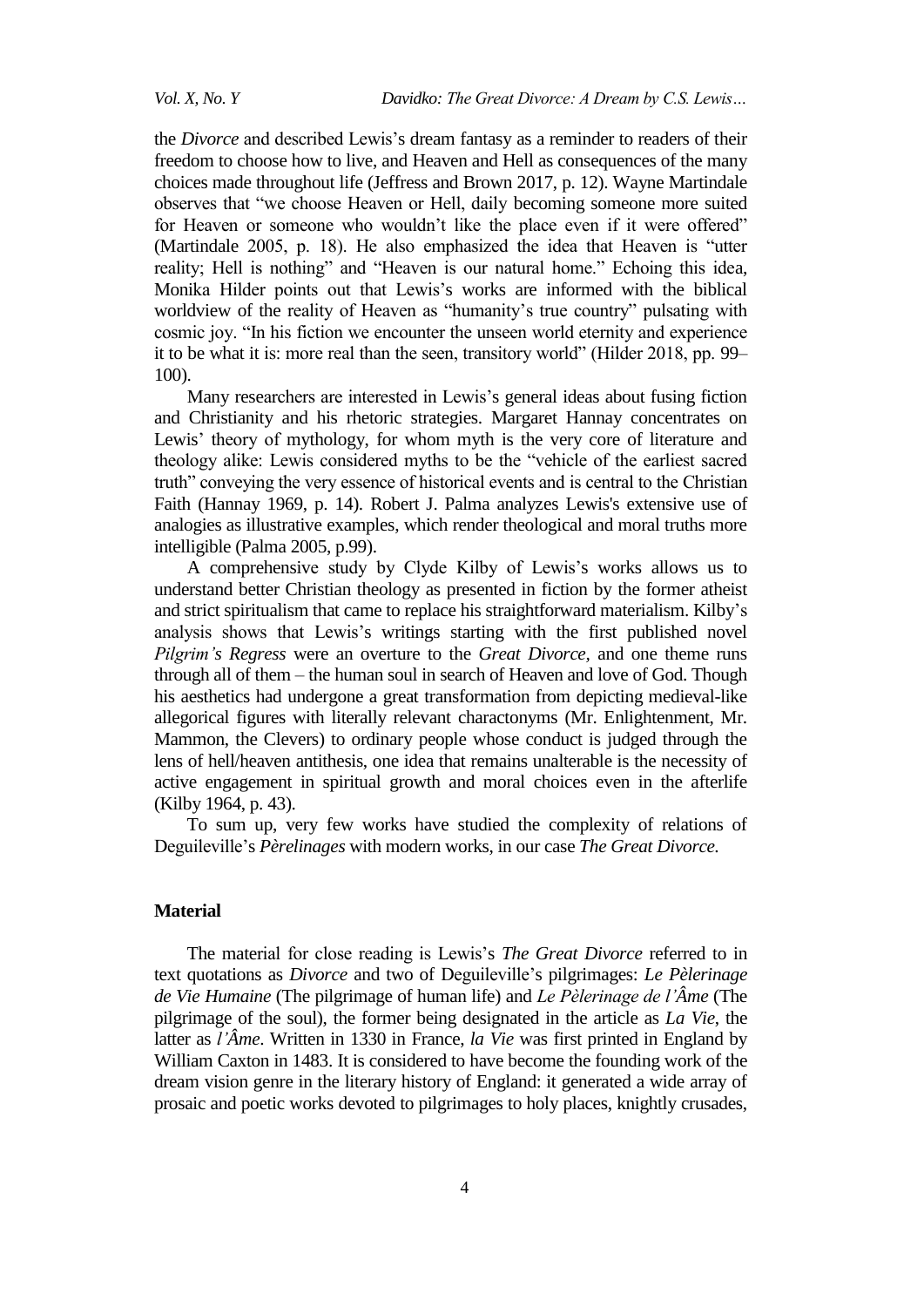the *Divorce* and described Lewis's dream fantasy as a reminder to readers of their freedom to choose how to live, and Heaven and Hell as consequences of the many choices made throughout life (Jeffress and Brown 2017, p. 12). Wayne Martindale observes that "we choose Heaven or Hell, daily becoming someone more suited for Heaven or someone who wouldn't like the place even if it were offered" (Martindale 2005, p. 18). He also emphasized the idea that Heaven is "utter reality; Hell is nothing" and "Heaven is our natural home." Echoing this idea, Monika Hilder points out that Lewis's works are informed with the biblical worldview of the reality of Heaven as "humanity's true country" pulsating with cosmic joy. "In his fiction we encounter the unseen world eternity and experience it to be what it is: more real than the seen, transitory world" (Hilder 2018, pp. 99–100).

Many researchers are interested in Lewis's general ideas about fusing fiction and Christianity and his rhetoric strategies. Margaret Hannay concentrates on Lewis' theory of mythology, for whom myth is the very core of literature and theology alike: Lewis considered myths to be the "vehicle of the earliest sacred truth" conveying the very essence of historical events and is central to the Christian Faith (Hannay 1969, p. 14). Robert J. Palma analyzes Lewis's extensive use of analogies as illustrative examples, which render theological and moral truths more intelligible (Palma 2005, p.99).

A comprehensive study by Clyde Kilby of Lewis's works allows us to understand better Christian theology as presented in fiction by the former atheist and strict spiritualism that came to replace his straightforward materialism. Kilby's analysis shows that Lewis's writings starting with the first published novel *Pilgrim's Regress* were an overture to the *Great Divorce*, and one theme runs through all of them – the human soul in search of Heaven and love of God. Though his aesthetics had undergone a great transformation from depicting medieval-like allegorical figures with literally relevant charactonyms (Mr. Enlightenment, Mr. Mammon, the Clevers) to ordinary people whose conduct is judged through the lens of hell/heaven antithesis, one idea that remains unalterable is the necessity of active engagement in spiritual growth and moral choices even in the afterlife (Kilby 1964, p. 43).

To sum up, very few works have studied the complexity of relations of Deguileville's *Pèrelinages* with modern works, in our case *The Great Divorce.*

## Material

The material for close reading is Lewis's *The Great Divorce* referred to in text quotations as *Divorce* and two of Deguileville's pilgrimages: *Le Pèlerinage de Vie Humaine* (The pilgrimage of human life) and *Le Pèlerinage de l'Âme* (The pilgrimage of the soul), the former being designated in the article as *La Vie*, the latter as *l'Âme*. Written in 1330 in France, *la Vie* was first printed in England by William Caxton in 1483. It is considered to have become the founding work of the dream vision genre in the literary history of England: it generated a wide array of prosaic and poetic works devoted to pilgrimages to holy places, knightly crusades,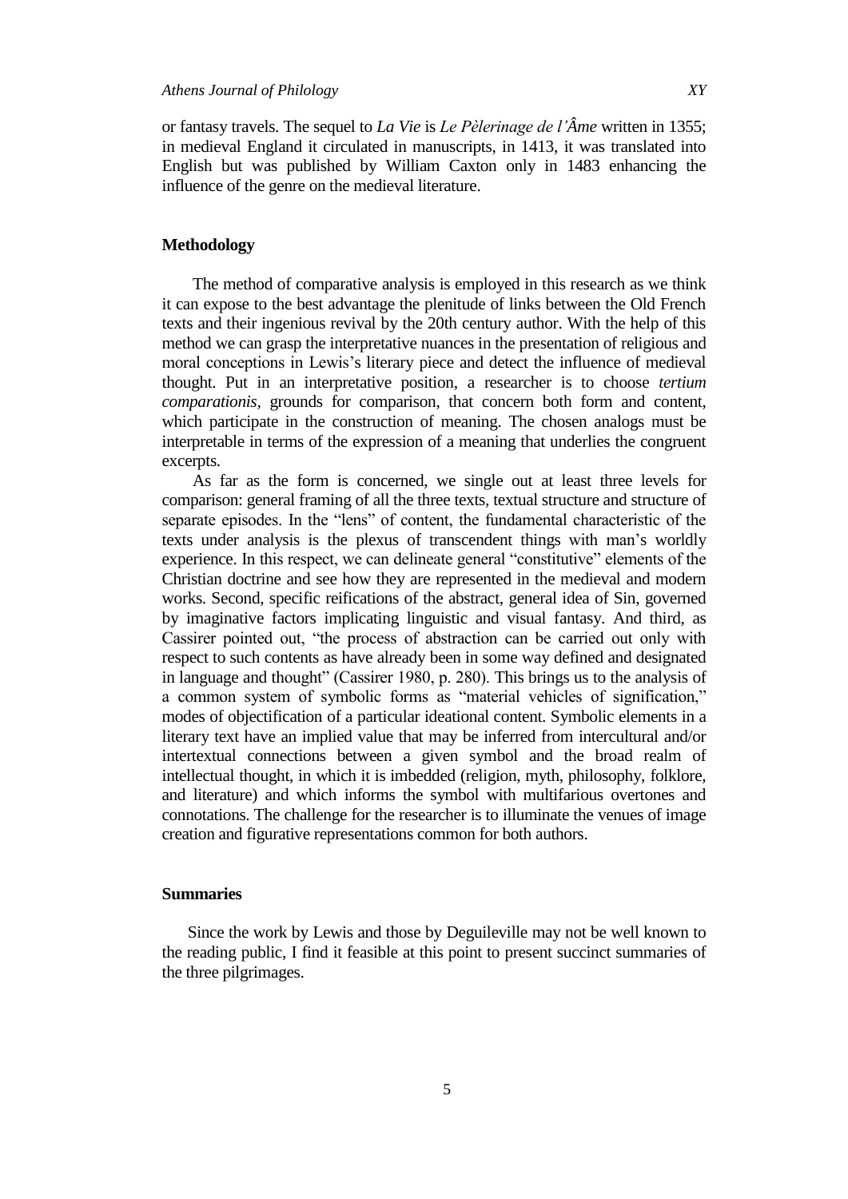or fantasy travels. The sequel to *La Vie* is *Le Pèlerinage de l'Âme* written in 1355; in medieval England it circulated in manuscripts, in 1413, it was translated into English but was published by William Caxton only in 1483 enhancing the influence of the genre on the medieval literature.

## Methodology

The method of comparative analysis is employed in this research as we think it can expose to the best advantage the plenitude of links between the Old French texts and their ingenious revival by the 20th century author. With the help of this method we can grasp the interpretative nuances in the presentation of religious and moral conceptions in Lewis's literary piece and detect the influence of medieval thought. Put in an interpretative position, a researcher is to choose *tertium comparationis*, grounds for comparison, that concern both form and content, which participate in the construction of meaning. The chosen analogs must be interpretable in terms of the expression of a meaning that underlies the congruent excerpts.

As far as the form is concerned, we single out at least three levels for comparison: general framing of all the three texts, textual structure and structure of separate episodes. In the "lens" of content, the fundamental characteristic of the texts under analysis is the plexus of transcendent things with man's worldly experience. In this respect, we can delineate general "constitutive" elements of the Christian doctrine and see how they are represented in the medieval and modern works. Second, specific reifications of the abstract, general idea of Sin, governed by imaginative factors implicating linguistic and visual fantasy. And third, as Cassirer pointed out, "the process of abstraction can be carried out only with respect to such contents as have already been in some way defined and designated in language and thought" (Cassirer 1980, p. 280). This brings us to the analysis of a common system of symbolic forms as "material vehicles of signification," modes of objectification of a particular ideational content. Symbolic elements in a literary text have an implied value that may be inferred from intercultural and/or intertextual connections between a given symbol and the broad realm of intellectual thought, in which it is imbedded (religion, myth, philosophy, folklore, and literature) and which informs the symbol with multifarious overtones and connotations. The challenge for the researcher is to illuminate the venues of image creation and figurative representations common for both authors.

## Summaries

Since the work by Lewis and those by Deguileville may not be well known to the reading public, I find it feasible at this point to present succinct summaries of the three pilgrimages.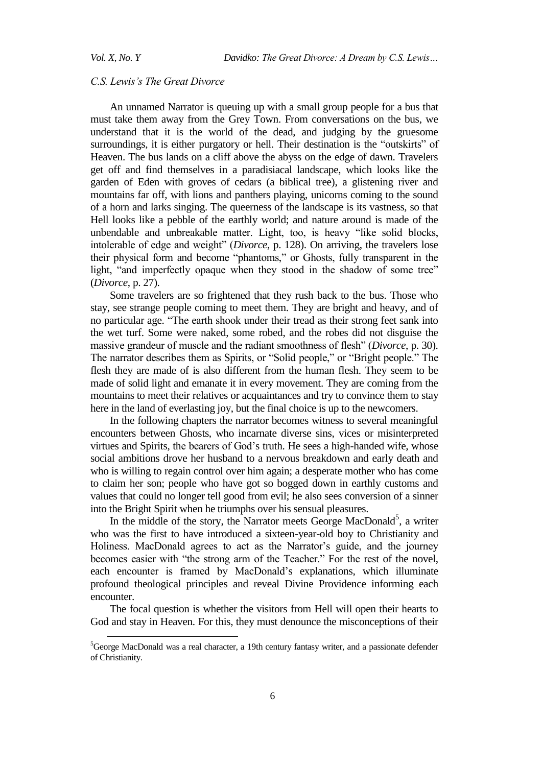*C.S. Lewis's The Great Divorce*

An unnamed Narrator is queuing up with a small group people for a bus that must take them away from the Grey Town. From conversations on the bus, we understand that it is the world of the dead, and judging by the gruesome surroundings, it is either purgatory or hell. Their destination is the "outskirts" of Heaven. The bus lands on a cliff above the abyss on the edge of dawn. Travelers get off and find themselves in a paradisiacal landscape, which looks like the garden of Eden with groves of cedars (a biblical tree), a glistening river and mountains far off, with lions and panthers playing, unicorns coming to the sound of a horn and larks singing. The queerness of the landscape is its vastness, so that Hell looks like a pebble of the earthly world; and nature around is made of the unbendable and unbreakable matter. Light, too, is heavy "like solid blocks, intolerable of edge and weight" (*Divorce*, p. 128). On arriving, the travelers lose their physical form and become "phantoms," or Ghosts, fully transparent in the light, "and imperfectly opaque when they stood in the shadow of some tree" (*Divorce*, p. 27).

Some travelers are so frightened that they rush back to the bus. Those who stay, see strange people coming to meet them. They are bright and heavy, and of no particular age. "The earth shook under their tread as their strong feet sank into the wet turf. Some were naked, some robed, and the robes did not disguise the massive grandeur of muscle and the radiant smoothness of flesh" (*Divorce*, p. 30). The narrator describes them as Spirits, or "Solid people," or "Bright people." The flesh they are made of is also different from the human flesh. They seem to be made of solid light and emanate it in every movement. They are coming from the mountains to meet their relatives or acquaintances and try to convince them to stay here in the land of everlasting joy, but the final choice is up to the newcomers.

In the following chapters the narrator becomes witness to several meaningful encounters between Ghosts, who incarnate diverse sins, vices or misinterpreted virtues and Spirits, the bearers of God's truth. He sees a high-handed wife, whose social ambitions drove her husband to a nervous breakdown and early death and who is willing to regain control over him again; a desperate mother who has come to claim her son; people who have got so bogged down in earthly customs and values that could no longer tell good from evil; he also sees conversion of a sinner into the Bright Spirit when he triumphs over his sensual pleasures.

In the middle of the story, the Narrator meets George MacDonald[5], a writer who was the first to have introduced a sixteen-year-old boy to Christianity and Holiness. MacDonald agrees to act as the Narrator's guide, and the journey becomes easier with "the strong arm of the Teacher." For the rest of the novel, each encounter is framed by MacDonald's explanations, which illuminate profound theological principles and reveal Divine Providence informing each encounter.

The focal question is whether the visitors from Hell will open their hearts to God and stay in Heaven. For this, they must denounce the misconceptions of their

---

[5]George MacDonald was a real character, a 19th century fantasy writer, and a passionate defender of Christianity.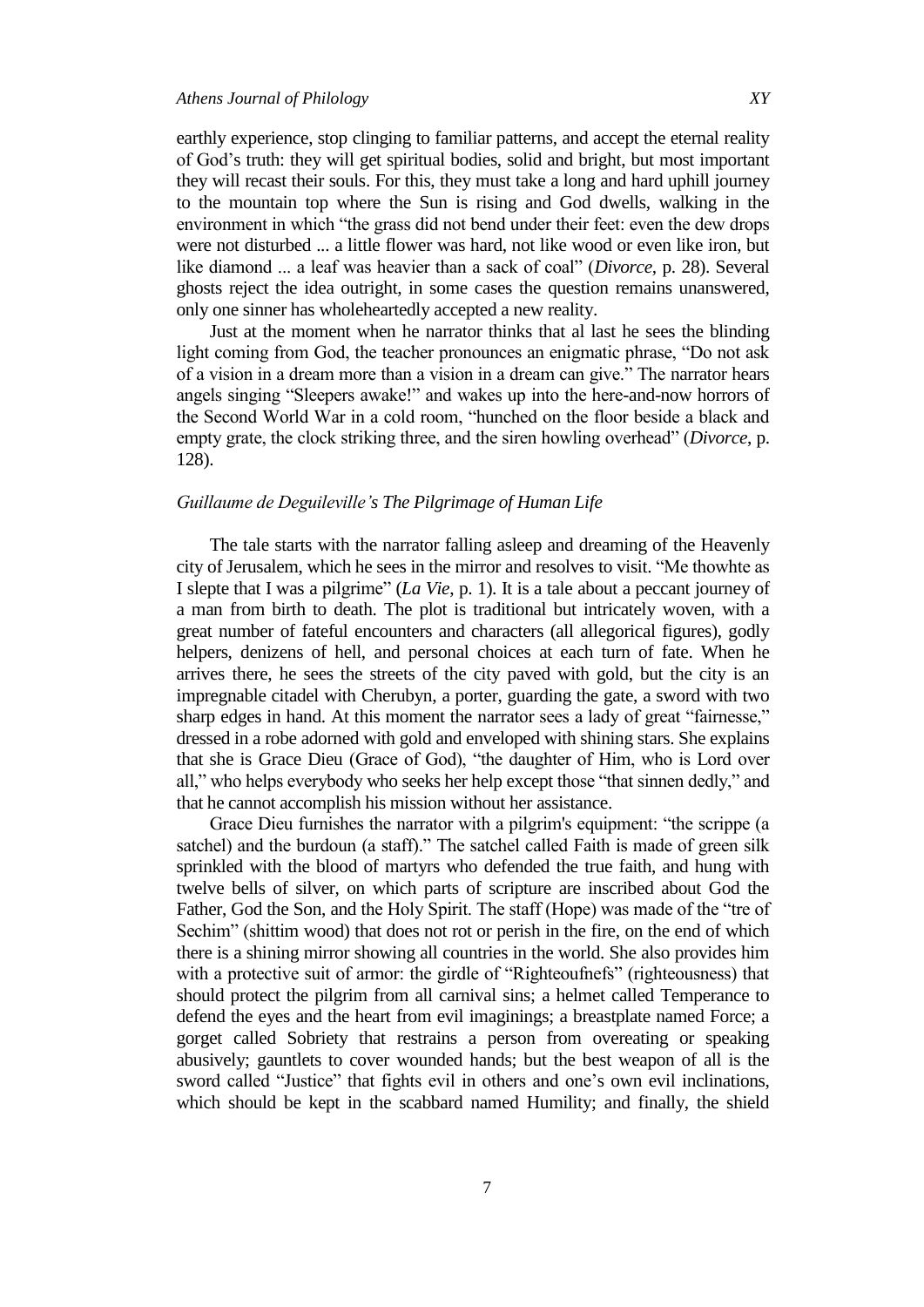earthly experience, stop clinging to familiar patterns, and accept the eternal reality of God's truth: they will get spiritual bodies, solid and bright, but most important they will recast their souls. For this, they must take a long and hard uphill journey to the mountain top where the Sun is rising and God dwells, walking in the environment in which "the grass did not bend under their feet: even the dew drops were not disturbed ... a little flower was hard, not like wood or even like iron, but like diamond ... a leaf was heavier than a sack of coal" (*Divorce*, p. 28). Several ghosts reject the idea outright, in some cases the question remains unanswered, only one sinner has wholeheartedly accepted a new reality.

Just at the moment when he narrator thinks that al last he sees the blinding light coming from God, the teacher pronounces an enigmatic phrase, "Do not ask of a vision in a dream more than a vision in a dream can give." The narrator hears angels singing "Sleepers awake!" and wakes up into the here-and-now horrors of the Second World War in a cold room, "hunched on the floor beside a black and empty grate, the clock striking three, and the siren howling overhead" (*Divorce*, p. 128).

### *Guillaume de Deguileville's The Pilgrimage of Human Life*

The tale starts with the narrator falling asleep and dreaming of the Heavenly city of Jerusalem, which he sees in the mirror and resolves to visit. "Me thowhte as I slepte that I was a pilgrime" (*La Vie*, p. 1). It is a tale about a peccant journey of a man from birth to death. The plot is traditional but intricately woven, with a great number of fateful encounters and characters (all allegorical figures), godly helpers, denizens of hell, and personal choices at each turn of fate. When he arrives there, he sees the streets of the city paved with gold, but the city is an impregnable citadel with Cherubyn, a porter, guarding the gate, a sword with two sharp edges in hand. At this moment the narrator sees a lady of great "fairnesse," dressed in a robe adorned with gold and enveloped with shining stars. She explains that she is Grace Dieu (Grace of God), "the daughter of Him, who is Lord over all," who helps everybody who seeks her help except those "that sinnen dedly," and that he cannot accomplish his mission without her assistance.

Grace Dieu furnishes the narrator with a pilgrim's equipment: "the scrippe (a satchel) and the burdoun (a staff)." The satchel called Faith is made of green silk sprinkled with the blood of martyrs who defended the true faith, and hung with twelve bells of silver, on which parts of scripture are inscribed about God the Father, God the Son, and the Holy Spirit. The staff (Hope) was made of the "tre of Sechim" (shittim wood) that does not rot or perish in the fire, on the end of which there is a shining mirror showing all countries in the world. She also provides him with a protective suit of armor: the girdle of "Righteoufnefs" (righteousness) that should protect the pilgrim from all carnival sins; a helmet called Temperance to defend the eyes and the heart from evil imaginings; a breastplate named Force; a gorget called Sobriety that restrains a person from overeating or speaking abusively; gauntlets to cover wounded hands; but the best weapon of all is the sword called "Justice" that fights evil in others and one's own evil inclinations, which should be kept in the scabbard named Humility; and finally, the shield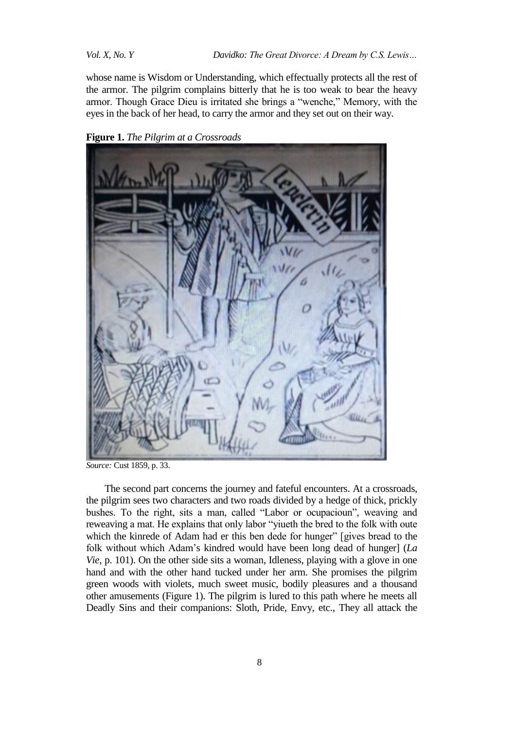whose name is Wisdom or Understanding, which effectually protects all the rest of the armor. The pilgrim complains bitterly that he is too weak to bear the heavy armor. Though Grace Dieu is irritated she brings a "wenche," Memory, with the eyes in the back of her head, to carry the armor and they set out on their way.

**Figure 1.** *The Pilgrim at a Crossroads*

*Source:* Cust 1859, p. 33.

The second part concerns the journey and fateful encounters. At a crossroads, the pilgrim sees two characters and two roads divided by a hedge of thick, prickly bushes. To the right, sits a man, called "Labor or ocupacioun", weaving and reweaving a mat. He explains that only labor "yiueth the bred to the folk with oute which the kinrede of Adam had er this ben dede for hunger" [gives bread to the folk without which Adam's kindred would have been long dead of hunger] (*La Vie*, p. 101). On the other side sits a woman, Idleness, playing with a glove in one hand and with the other hand tucked under her arm. She promises the pilgrim green woods with violets, much sweet music, bodily pleasures and a thousand other amusements (Figure 1). The pilgrim is lured to this path where he meets all Deadly Sins and their companions: Sloth, Pride, Envy, etc., They all attack the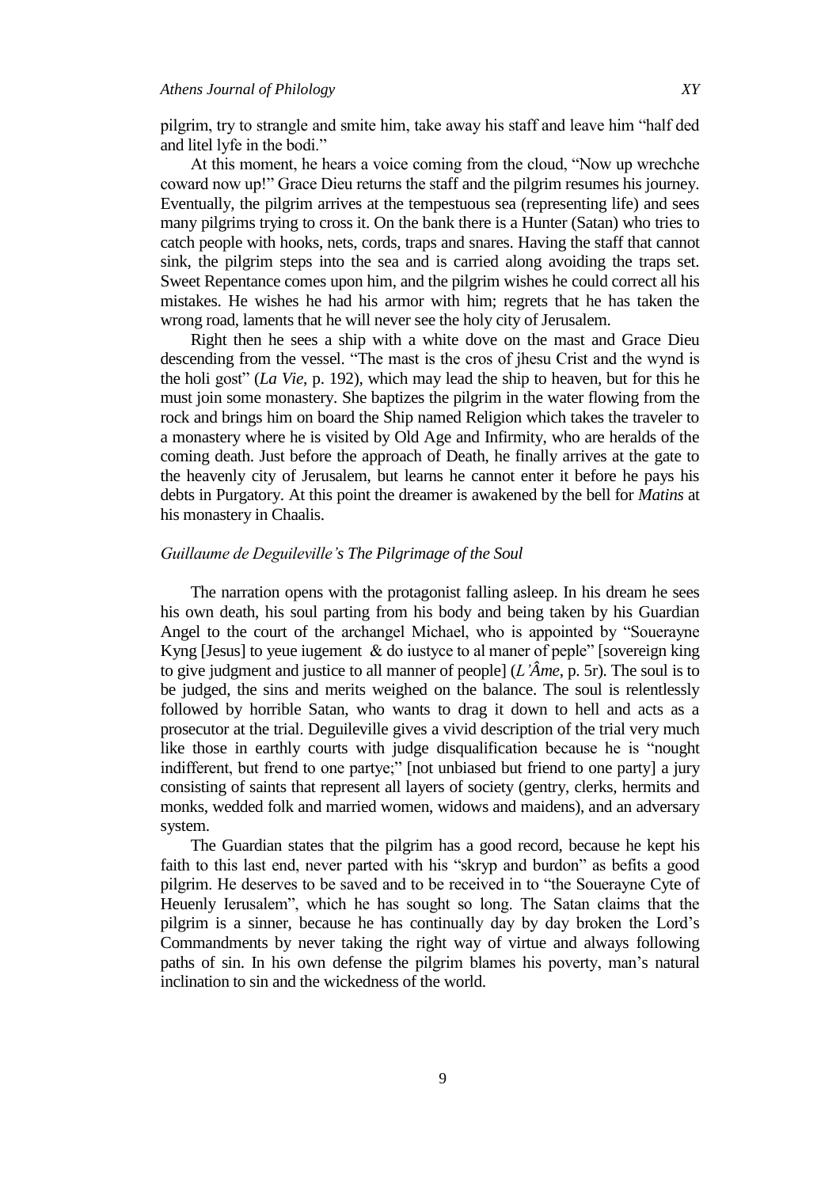pilgrim, try to strangle and smite him, take away his staff and leave him "half ded and litel lyfe in the bodi."

At this moment, he hears a voice coming from the cloud, "Now up wrechche coward now up!" Grace Dieu returns the staff and the pilgrim resumes his journey. Eventually, the pilgrim arrives at the tempestuous sea (representing life) and sees many pilgrims trying to cross it. On the bank there is a Hunter (Satan) who tries to catch people with hooks, nets, cords, traps and snares. Having the staff that cannot sink, the pilgrim steps into the sea and is carried along avoiding the traps set. Sweet Repentance comes upon him, and the pilgrim wishes he could correct all his mistakes. He wishes he had his armor with him; regrets that he has taken the wrong road, laments that he will never see the holy city of Jerusalem.

Right then he sees a ship with a white dove on the mast and Grace Dieu descending from the vessel. "The mast is the cros of jhesu Crist and the wynd is the holi gost" (*La Vie*, p. 192), which may lead the ship to heaven, but for this he must join some monastery. She baptizes the pilgrim in the water flowing from the rock and brings him on board the Ship named Religion which takes the traveler to a monastery where he is visited by Old Age and Infirmity, who are heralds of the coming death. Just before the approach of Death, he finally arrives at the gate to the heavenly city of Jerusalem, but learns he cannot enter it before he pays his debts in Purgatory. At this point the dreamer is awakened by the bell for *Matins* at his monastery in Chaalis.

### *Guillaume de Deguileville's The Pilgrimage of the Soul*

The narration opens with the protagonist falling asleep. In his dream he sees his own death, his soul parting from his body and being taken by his Guardian Angel to the court of the archangel Michael, who is appointed by "Souerayne Kyng [Jesus] to yeue iugement & do iustyce to al maner of peple" [sovereign king to give judgment and justice to all manner of people] (*L'Âme*, p. 5r). The soul is to be judged, the sins and merits weighed on the balance. The soul is relentlessly followed by horrible Satan, who wants to drag it down to hell and acts as a prosecutor at the trial. Deguileville gives a vivid description of the trial very much like those in earthly courts with judge disqualification because he is "nought indifferent, but frend to one partye;" [not unbiased but friend to one party] a jury consisting of saints that represent all layers of society (gentry, clerks, hermits and monks, wedded folk and married women, widows and maidens), and an adversary system.

The Guardian states that the pilgrim has a good record, because he kept his faith to this last end, never parted with his "skryp and burdon" as befits a good pilgrim. He deserves to be saved and to be received in to "the Souerayne Cyte of Heuenly Ierusalem", which he has sought so long. The Satan claims that the pilgrim is a sinner, because he has continually day by day broken the Lord's Commandments by never taking the right way of virtue and always following paths of sin. In his own defense the pilgrim blames his poverty, man's natural inclination to sin and the wickedness of the world.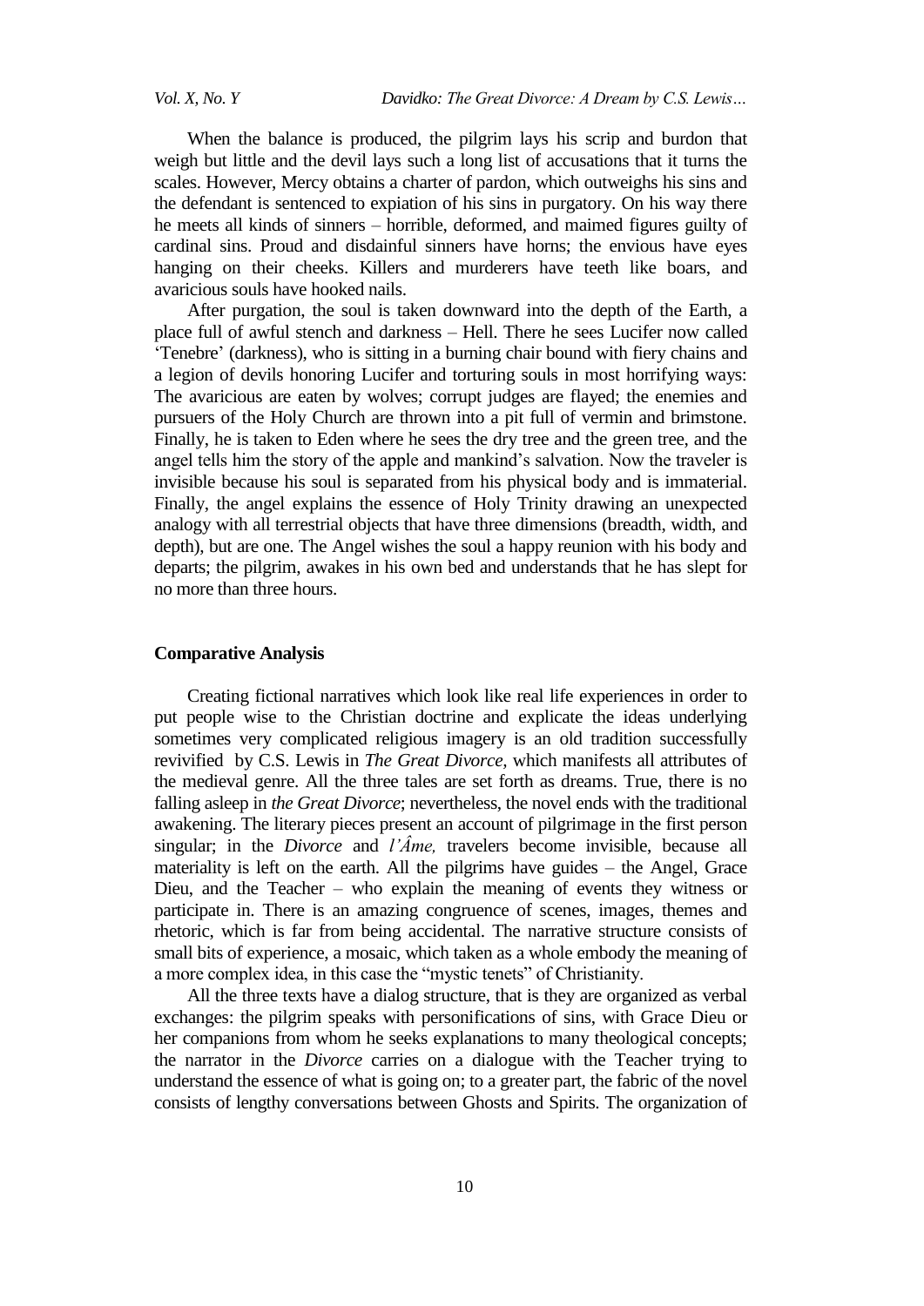When the balance is produced, the pilgrim lays his scrip and burdon that weigh but little and the devil lays such a long list of accusations that it turns the scales. However, Mercy obtains a charter of pardon, which outweighs his sins and the defendant is sentenced to expiation of his sins in purgatory. On his way there he meets all kinds of sinners – horrible, deformed, and maimed figures guilty of cardinal sins. Proud and disdainful sinners have horns; the envious have eyes hanging on their cheeks. Killers and murderers have teeth like boars, and avaricious souls have hooked nails.

After purgation, the soul is taken downward into the depth of the Earth, a place full of awful stench and darkness – Hell. There he sees Lucifer now called 'Tenebre' (darkness), who is sitting in a burning chair bound with fiery chains and a legion of devils honoring Lucifer and torturing souls in most horrifying ways: The avaricious are eaten by wolves; corrupt judges are flayed; the enemies and pursuers of the Holy Church are thrown into a pit full of vermin and brimstone. Finally, he is taken to Eden where he sees the dry tree and the green tree, and the angel tells him the story of the apple and mankind's salvation. Now the traveler is invisible because his soul is separated from his physical body and is immaterial. Finally, the angel explains the essence of Holy Trinity drawing an unexpected analogy with all terrestrial objects that have three dimensions (breadth, width, and depth), but are one. The Angel wishes the soul a happy reunion with his body and departs; the pilgrim, awakes in his own bed and understands that he has slept for no more than three hours.

## Comparative Analysis

Creating fictional narratives which look like real life experiences in order to put people wise to the Christian doctrine and explicate the ideas underlying sometimes very complicated religious imagery is an old tradition successfully revivified by C.S. Lewis in *The Great Divorce*, which manifests all attributes of the medieval genre. All the three tales are set forth as dreams. True, there is no falling asleep in *the Great Divorce*; nevertheless, the novel ends with the traditional awakening. The literary pieces present an account of pilgrimage in the first person singular; in the *Divorce* and *l'Âme,* travelers become invisible, because all materiality is left on the earth. All the pilgrims have guides – the Angel, Grace Dieu, and the Teacher – who explain the meaning of events they witness or participate in. There is an amazing congruence of scenes, images, themes and rhetoric, which is far from being accidental. The narrative structure consists of small bits of experience, a mosaic, which taken as a whole embody the meaning of a more complex idea, in this case the "mystic tenets" of Christianity.

All the three texts have a dialog structure, that is they are organized as verbal exchanges: the pilgrim speaks with personifications of sins, with Grace Dieu or her companions from whom he seeks explanations to many theological concepts; the narrator in the *Divorce* carries on a dialogue with the Teacher trying to understand the essence of what is going on; to a greater part, the fabric of the novel consists of lengthy conversations between Ghosts and Spirits. The organization of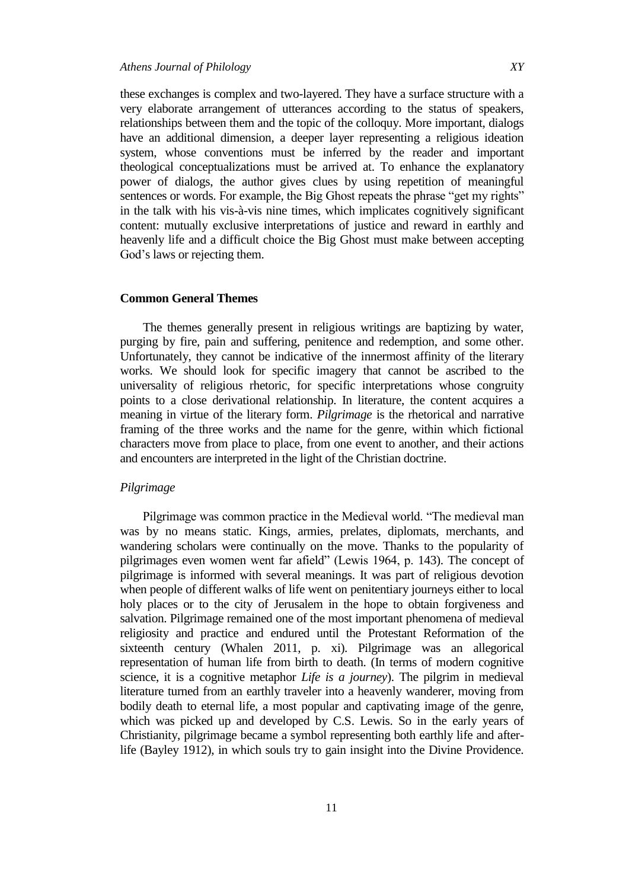these exchanges is complex and two-layered. They have a surface structure with a very elaborate arrangement of utterances according to the status of speakers, relationships between them and the topic of the colloquy. More important, dialogs have an additional dimension, a deeper layer representing a religious ideation system, whose conventions must be inferred by the reader and important theological conceptualizations must be arrived at. To enhance the explanatory power of dialogs, the author gives clues by using repetition of meaningful sentences or words. For example, the Big Ghost repeats the phrase "get my rights" in the talk with his vis-à-vis nine times, which implicates cognitively significant content: mutually exclusive interpretations of justice and reward in earthly and heavenly life and a difficult choice the Big Ghost must make between accepting God's laws or rejecting them.

## Common General Themes

The themes generally present in religious writings are baptizing by water, purging by fire, pain and suffering, penitence and redemption, and some other. Unfortunately, they cannot be indicative of the innermost affinity of the literary works. We should look for specific imagery that cannot be ascribed to the universality of religious rhetoric, for specific interpretations whose congruity points to a close derivational relationship. In literature, the content acquires a meaning in virtue of the literary form. *Pilgrimage* is the rhetorical and narrative framing of the three works and the name for the genre, within which fictional characters move from place to place, from one event to another, and their actions and encounters are interpreted in the light of the Christian doctrine.

### *Pilgrimage*

Pilgrimage was common practice in the Medieval world. "The medieval man was by no means static. Kings, armies, prelates, diplomats, merchants, and wandering scholars were continually on the move. Thanks to the popularity of pilgrimages even women went far afield" (Lewis 1964, p. 143). The concept of pilgrimage is informed with several meanings. It was part of religious devotion when people of different walks of life went on penitentiary journeys either to local holy places or to the city of Jerusalem in the hope to obtain forgiveness and salvation. Pilgrimage remained one of the most important phenomena of medieval religiosity and practice and endured until the Protestant Reformation of the sixteenth century (Whalen 2011, p. xi). Pilgrimage was an allegorical representation of human life from birth to death. (In terms of modern cognitive science, it is a cognitive metaphor *Life is a journey*). The pilgrim in medieval literature turned from an earthly traveler into a heavenly wanderer, moving from bodily death to eternal life, a most popular and captivating image of the genre, which was picked up and developed by C.S. Lewis. So in the early years of Christianity, pilgrimage became a symbol representing both earthly life and after-life (Bayley 1912), in which souls try to gain insight into the Divine Providence.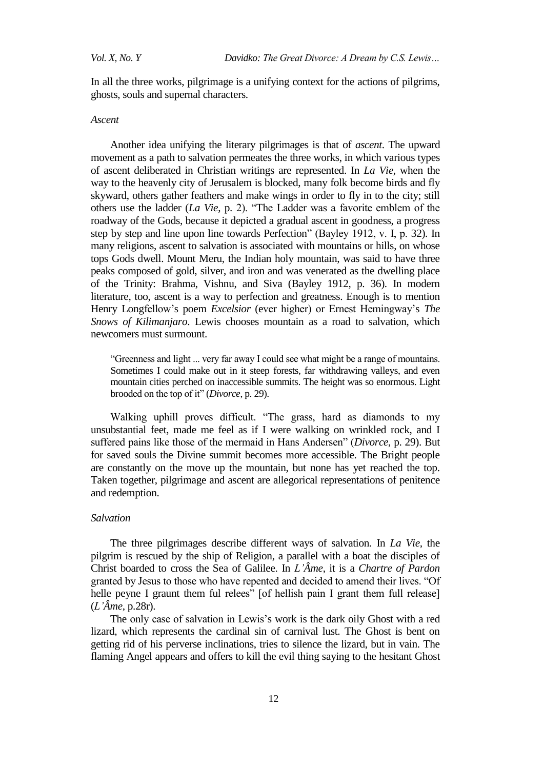In all the three works, pilgrimage is a unifying context for the actions of pilgrims, ghosts, souls and supernal characters.

### *Ascent*

Another idea unifying the literary pilgrimages is that of *ascent*. The upward movement as a path to salvation permeates the three works, in which various types of ascent deliberated in Christian writings are represented. In *La Vie*, when the way to the heavenly city of Jerusalem is blocked, many folk become birds and fly skyward, others gather feathers and make wings in order to fly in to the city; still others use the ladder (*La Vie*, p. 2). "The Ladder was a favorite emblem of the roadway of the Gods, because it depicted a gradual ascent in goodness, a progress step by step and line upon line towards Perfection" (Bayley 1912, v. I, p. 32). In many religions, ascent to salvation is associated with mountains or hills, on whose tops Gods dwell. Mount Meru, the Indian holy mountain, was said to have three peaks composed of gold, silver, and iron and was venerated as the dwelling place of the Trinity: Brahma, Vishnu, and Siva (Bayley 1912, p. 36). In modern literature, too, ascent is a way to perfection and greatness. Enough is to mention Henry Longfellow's poem *Excelsior* (ever higher) or Ernest Hemingway's *The Snows of Kilimanjaro*. Lewis chooses mountain as a road to salvation, which newcomers must surmount.

> "Greenness and light ... very far away I could see what might be a range of mountains. Sometimes I could make out in it steep forests, far withdrawing valleys, and even mountain cities perched on inaccessible summits. The height was so enormous. Light brooded on the top of it" (*Divorce*, p. 29).

Walking uphill proves difficult. "The grass, hard as diamonds to my unsubstantial feet, made me feel as if I were walking on wrinkled rock, and I suffered pains like those of the mermaid in Hans Andersen" (*Divorce*, p. 29). But for saved souls the Divine summit becomes more accessible. The Bright people are constantly on the move up the mountain, but none has yet reached the top. Taken together, pilgrimage and ascent are allegorical representations of penitence and redemption.

### *Salvation*

The three pilgrimages describe different ways of salvation. In *La Vie*, the pilgrim is rescued by the ship of Religion, a parallel with a boat the disciples of Christ boarded to cross the Sea of Galilee. In *L'Âme*, it is a *Chartre of Pardon* granted by Jesus to those who have repented and decided to amend their lives. "Of helle peyne I graunt them ful relees" [of hellish pain I grant them full release] (*L'Âme*, p.28r).

The only case of salvation in Lewis's work is the dark oily Ghost with a red lizard, which represents the cardinal sin of carnival lust. The Ghost is bent on getting rid of his perverse inclinations, tries to silence the lizard, but in vain. The flaming Angel appears and offers to kill the evil thing saying to the hesitant Ghost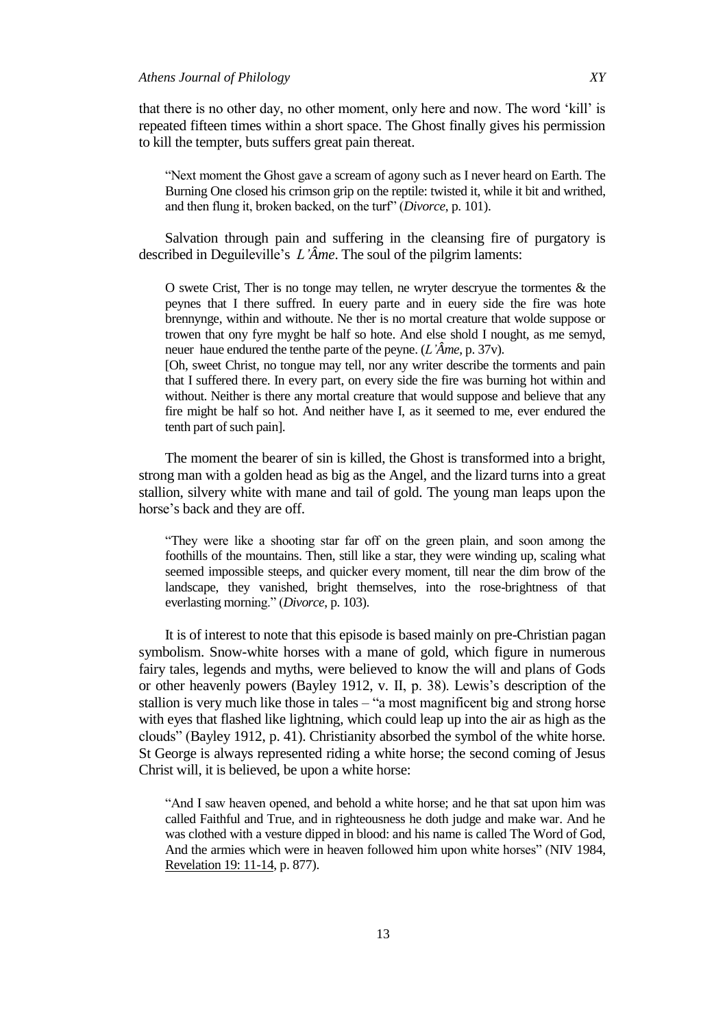that there is no other day, no other moment, only here and now. The word 'kill' is repeated fifteen times within a short space. The Ghost finally gives his permission to kill the tempter, buts suffers great pain thereat.

> "Next moment the Ghost gave a scream of agony such as I never heard on Earth. The Burning One closed his crimson grip on the reptile: twisted it, while it bit and writhed, and then flung it, broken backed, on the turf" (*Divorce*, p. 101).

Salvation through pain and suffering in the cleansing fire of purgatory is described in Deguileville's *L'Âme*. The soul of the pilgrim laments:

> O swete Crist, Ther is no tonge may tellen, ne wryter descryue the tormentes & the peynes that I there suffred. In euery parte and in euery side the fire was hote brennynge, within and withoute. Ne ther is no mortal creature that wolde suppose or trowen that ony fyre myght be half so hote. And else shold I nought, as me semyd, neuer haue endured the tenthe parte of the peyne. (*L'Âme*, p. 37v).
>
> [Oh, sweet Christ, no tongue may tell, nor any writer describe the torments and pain that I suffered there. In every part, on every side the fire was burning hot within and without. Neither is there any mortal creature that would suppose and believe that any fire might be half so hot. And neither have I, as it seemed to me, ever endured the tenth part of such pain].

The moment the bearer of sin is killed, the Ghost is transformed into a bright, strong man with a golden head as big as the Angel, and the lizard turns into a great stallion, silvery white with mane and tail of gold. The young man leaps upon the horse's back and they are off.

> "They were like a shooting star far off on the green plain, and soon among the foothills of the mountains. Then, still like a star, they were winding up, scaling what seemed impossible steeps, and quicker every moment, till near the dim brow of the landscape, they vanished, bright themselves, into the rose-brightness of that everlasting morning." (*Divorce*, p. 103).

It is of interest to note that this episode is based mainly on pre-Christian pagan symbolism. Snow-white horses with a mane of gold, which figure in numerous fairy tales, legends and myths, were believed to know the will and plans of Gods or other heavenly powers (Bayley 1912, v. II, p. 38). Lewis's description of the stallion is very much like those in tales – "a most magnificent big and strong horse with eyes that flashed like lightning, which could leap up into the air as high as the clouds" (Bayley 1912, p. 41). Christianity absorbed the symbol of the white horse. St George is always represented riding a white horse; the second coming of Jesus Christ will, it is believed, be upon a white horse:

> "And I saw heaven opened, and behold a white horse; and he that sat upon him was called Faithful and True, and in righteousness he doth judge and make war. And he was clothed with a vesture dipped in blood: and his name is called The Word of God, And the armies which were in heaven followed him upon white horses" (NIV 1984, Revelation 19: 11-14, p. 877).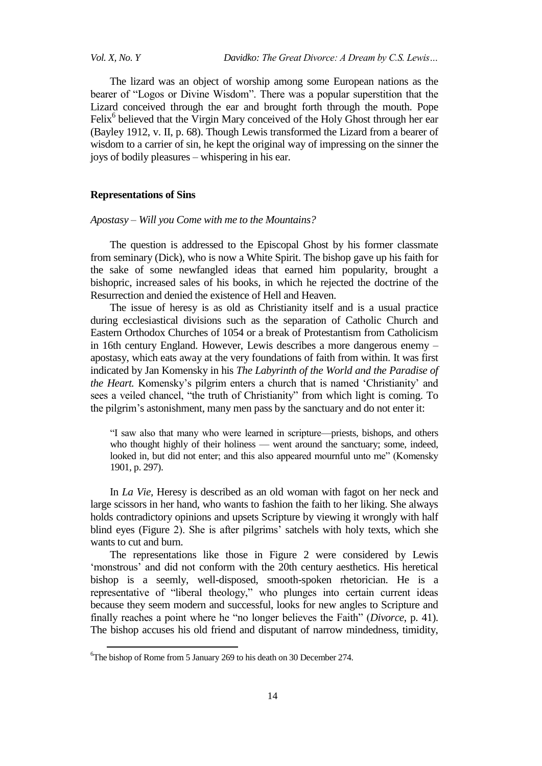The lizard was an object of worship among some European nations as the bearer of "Logos or Divine Wisdom". There was a popular superstition that the Lizard conceived through the ear and brought forth through the mouth. Pope Felix[6] believed that the Virgin Mary conceived of the Holy Ghost through her ear (Bayley 1912, v. II, p. 68). Though Lewis transformed the Lizard from a bearer of wisdom to a carrier of sin, he kept the original way of impressing on the sinner the joys of bodily pleasures – whispering in his ear.

## Representations of Sins

### *Apostasy – Will you Come with me to the Mountains?*

The question is addressed to the Episcopal Ghost by his former classmate from seminary (Dick), who is now a White Spirit. The bishop gave up his faith for the sake of some newfangled ideas that earned him popularity, brought a bishopric, increased sales of his books, in which he rejected the doctrine of the Resurrection and denied the existence of Hell and Heaven.

The issue of heresy is as old as Christianity itself and is a usual practice during ecclesiastical divisions such as the separation of Catholic Church and Eastern Orthodox Churches of 1054 or a break of Protestantism from Catholicism in 16th century England. However, Lewis describes a more dangerous enemy – apostasy, which eats away at the very foundations of faith from within. It was first indicated by Jan Komensky in his *The Labyrinth of the World and the Paradise of the Heart.* Komensky's pilgrim enters a church that is named 'Christianity' and sees a veiled chancel, "the truth of Christianity" from which light is coming. To the pilgrim's astonishment, many men pass by the sanctuary and do not enter it:

> "I saw also that many who were learned in scripture—priests, bishops, and others who thought highly of their holiness — went around the sanctuary; some, indeed, looked in, but did not enter; and this also appeared mournful unto me" (Komensky 1901, p. 297).

In *La Vie*, Heresy is described as an old woman with fagot on her neck and large scissors in her hand, who wants to fashion the faith to her liking. She always holds contradictory opinions and upsets Scripture by viewing it wrongly with half blind eyes (Figure 2). She is after pilgrims' satchels with holy texts, which she wants to cut and burn.

The representations like those in Figure 2 were considered by Lewis 'monstrous' and did not conform with the 20th century aesthetics. His heretical bishop is a seemly, well-disposed, smooth-spoken rhetorician. He is a representative of "liberal theology," who plunges into certain current ideas because they seem modern and successful, looks for new angles to Scripture and finally reaches a point where he "no longer believes the Faith" (*Divorce*, p. 41). The bishop accuses his old friend and disputant of narrow mindedness, timidity,

---

[6] The bishop of Rome from 5 January 269 to his death on 30 December 274.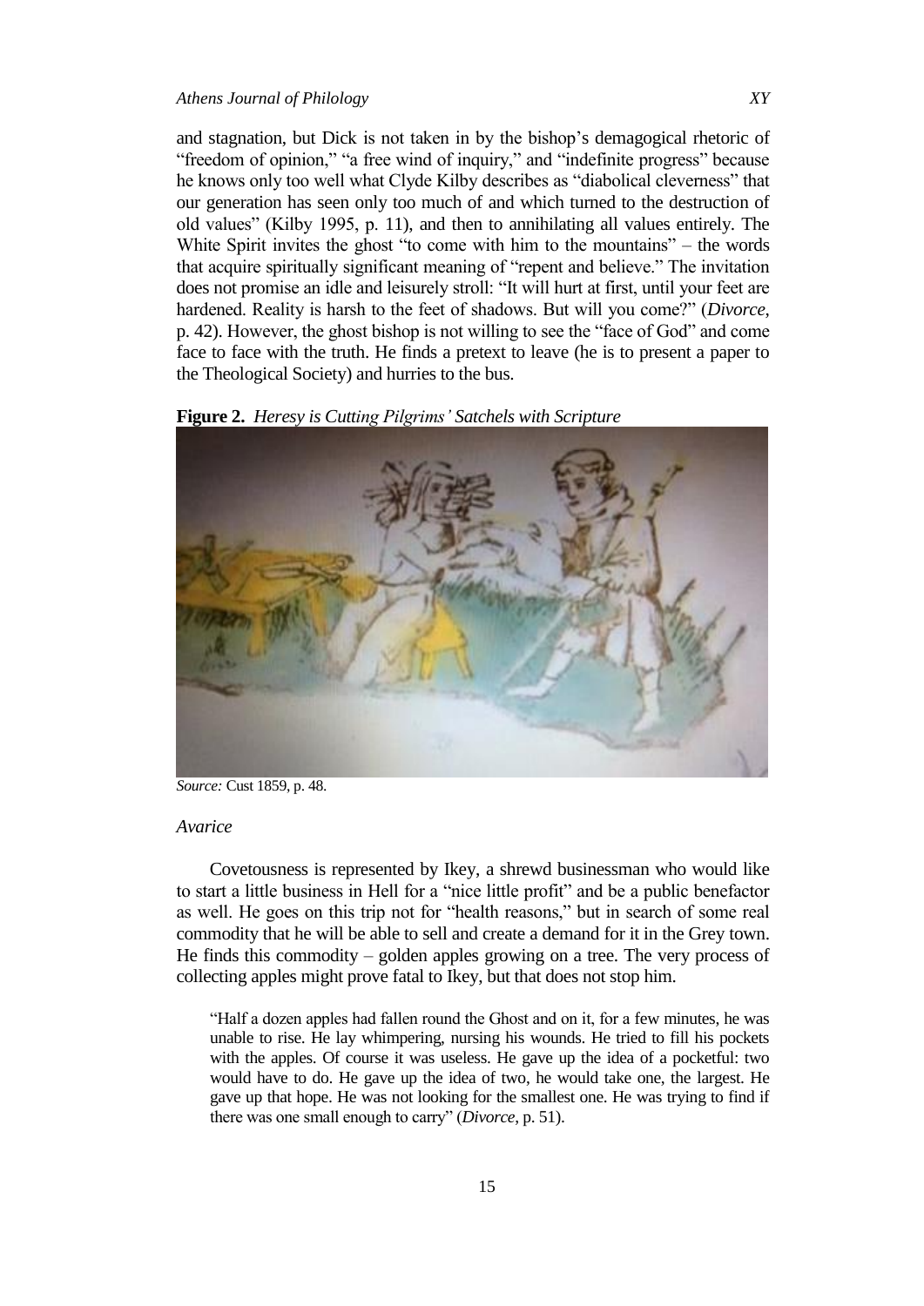and stagnation, but Dick is not taken in by the bishop's demagogical rhetoric of "freedom of opinion," "a free wind of inquiry," and "indefinite progress" because he knows only too well what Clyde Kilby describes as "diabolical cleverness" that our generation has seen only too much of and which turned to the destruction of old values" (Kilby 1995, p. 11), and then to annihilating all values entirely. The White Spirit invites the ghost "to come with him to the mountains" – the words that acquire spiritually significant meaning of "repent and believe." The invitation does not promise an idle and leisurely stroll: "It will hurt at first, until your feet are hardened. Reality is harsh to the feet of shadows. But will you come?" (*Divorce*, p. 42). However, the ghost bishop is not willing to see the "face of God" and come face to face with the truth. He finds a pretext to leave (he is to present a paper to the Theological Society) and hurries to the bus.

**Figure 2.** *Heresy is Cutting Pilgrims' Satchels with Scripture*

*Source:* Cust 1859, p. 48.

*Avarice*

Covetousness is represented by Ikey, a shrewd businessman who would like to start a little business in Hell for a "nice little profit" and be a public benefactor as well. He goes on this trip not for "health reasons," but in search of some real commodity that he will be able to sell and create a demand for it in the Grey town. He finds this commodity – golden apples growing on a tree. The very process of collecting apples might prove fatal to Ikey, but that does not stop him.

> "Half a dozen apples had fallen round the Ghost and on it, for a few minutes, he was unable to rise. He lay whimpering, nursing his wounds. He tried to fill his pockets with the apples. Of course it was useless. He gave up the idea of a pocketful: two would have to do. He gave up the idea of two, he would take one, the largest. He gave up that hope. He was not looking for the smallest one. He was trying to find if there was one small enough to carry" (*Divorce*, p. 51).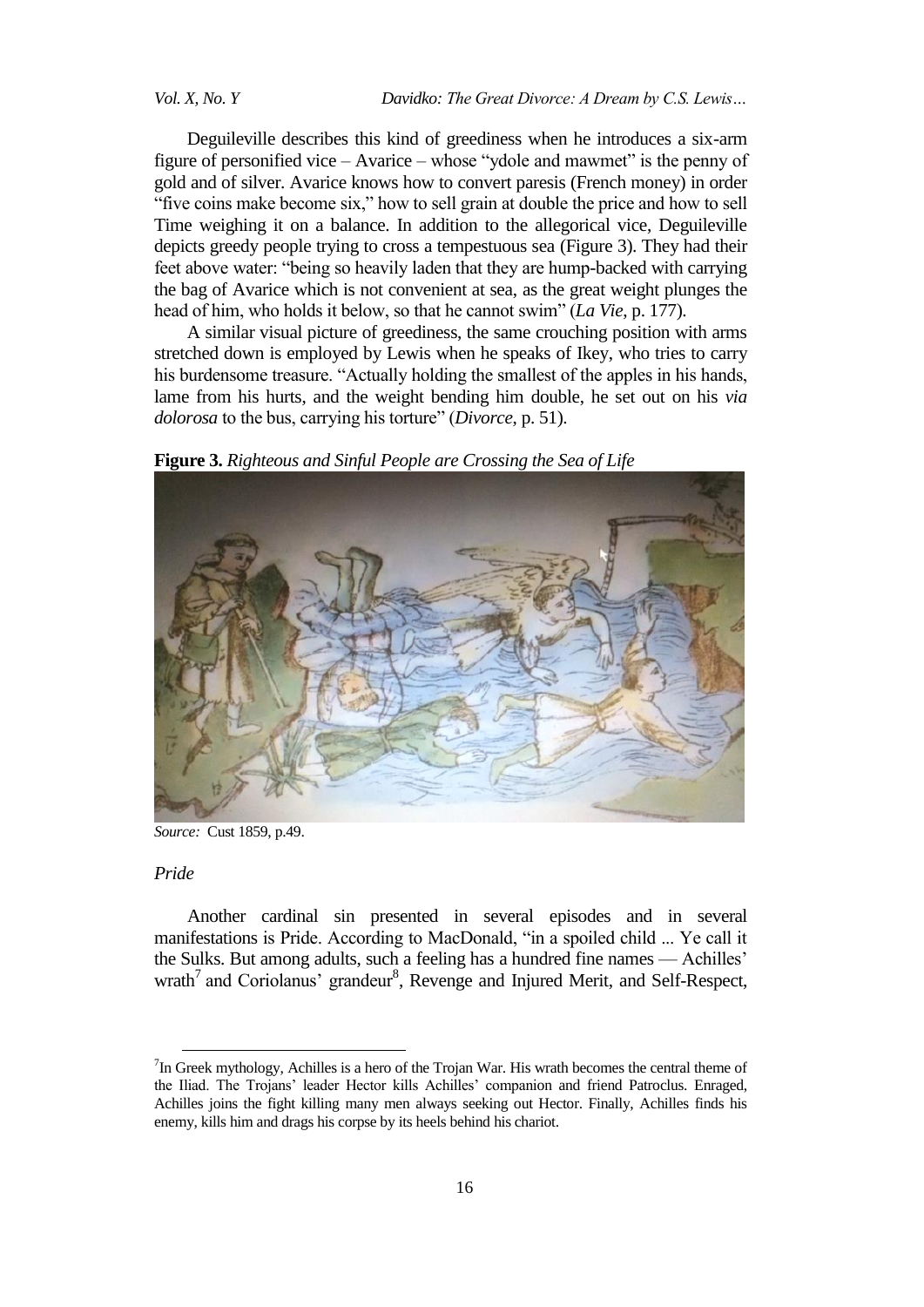Deguileville describes this kind of greediness when he introduces a six-arm figure of personified vice – Avarice – whose "ydole and mawmet" is the penny of gold and of silver. Avarice knows how to convert paresis (French money) in order "five coins make become six," how to sell grain at double the price and how to sell Time weighing it on a balance. In addition to the allegorical vice, Deguileville depicts greedy people trying to cross a tempestuous sea (Figure 3). They had their feet above water: "being so heavily laden that they are hump-backed with carrying the bag of Avarice which is not convenient at sea, as the great weight plunges the head of him, who holds it below, so that he cannot swim" (*La Vie*, p. 177).

A similar visual picture of greediness, the same crouching position with arms stretched down is employed by Lewis when he speaks of Ikey, who tries to carry his burdensome treasure. "Actually holding the smallest of the apples in his hands, lame from his hurts, and the weight bending him double, he set out on his *via dolorosa* to the bus, carrying his torture" (*Divorce*, p. 51).

**Figure 3.** *Righteous and Sinful People are Crossing the Sea of Life*

*Source:* Cust 1859, p.49.

*Pride*

Another cardinal sin presented in several episodes and in several manifestations is Pride. According to MacDonald, "in a spoiled child ... Ye call it the Sulks. But among adults, such a feeling has a hundred fine names — Achilles' wrath[7] and Coriolanus' grandeur[8], Revenge and Injured Merit, and Self-Respect,

[7]In Greek mythology, Achilles is a hero of the Trojan War. His wrath becomes the central theme of the Iliad. The Trojans' leader Hector kills Achilles' companion and friend Patroclus. Enraged, Achilles joins the fight killing many men always seeking out Hector. Finally, Achilles finds his enemy, kills him and drags his corpse by its heels behind his chariot.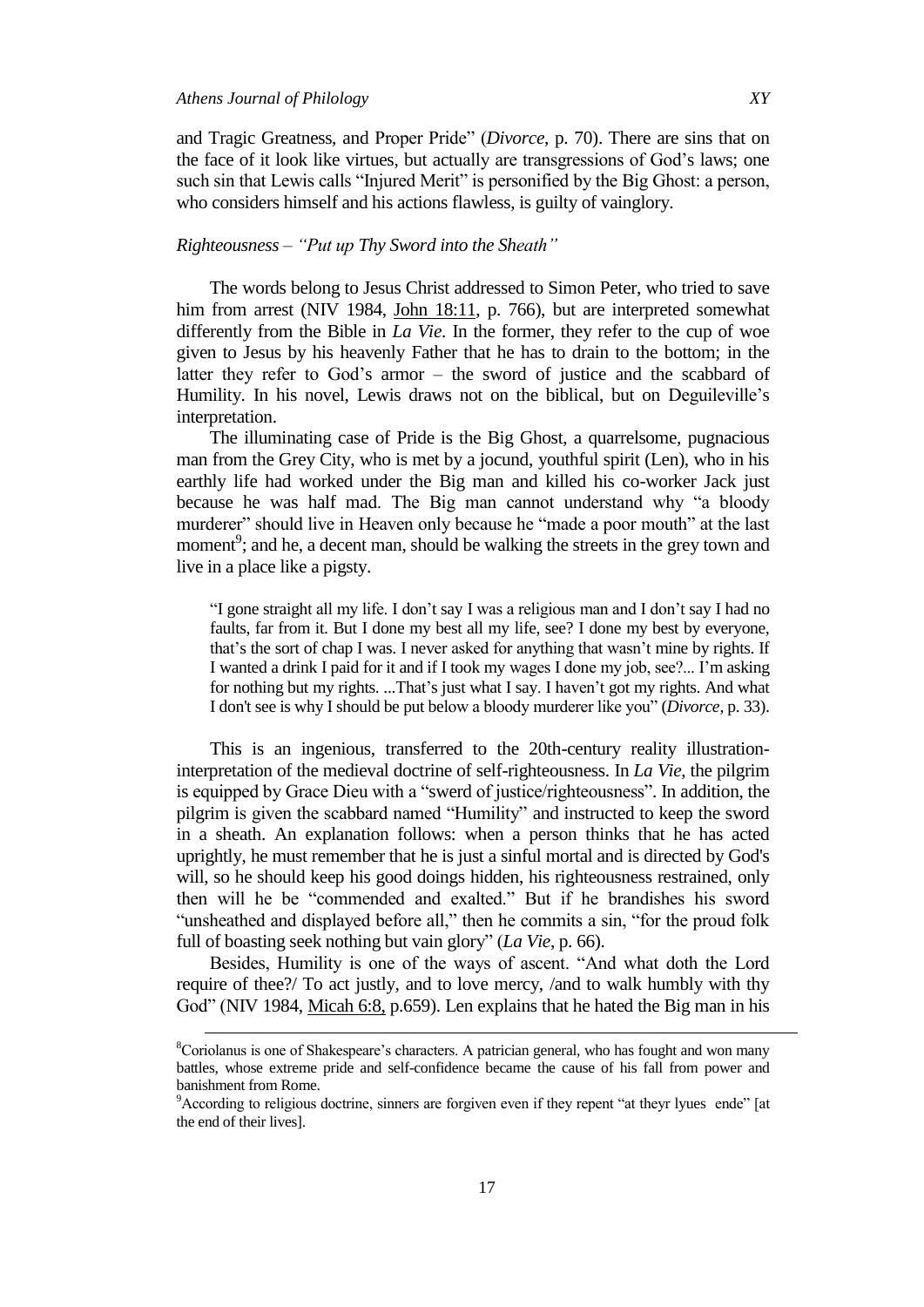and Tragic Greatness, and Proper Pride" (*Divorce*, p. 70). There are sins that on the face of it look like virtues, but actually are transgressions of God's laws; one such sin that Lewis calls "Injured Merit" is personified by the Big Ghost: a person, who considers himself and his actions flawless, is guilty of vainglory.

*Righteousness – "Put up Thy Sword into the Sheath"*

The words belong to Jesus Christ addressed to Simon Peter, who tried to save him from arrest (NIV 1984, John 18:11, p. 766), but are interpreted somewhat differently from the Bible in *La Vie*. In the former, they refer to the cup of woe given to Jesus by his heavenly Father that he has to drain to the bottom; in the latter they refer to God's armor – the sword of justice and the scabbard of Humility. In his novel, Lewis draws not on the biblical, but on Deguileville's interpretation.

The illuminating case of Pride is the Big Ghost, a quarrelsome, pugnacious man from the Grey City, who is met by a jocund, youthful spirit (Len), who in his earthly life had worked under the Big man and killed his co-worker Jack just because he was half mad. The Big man cannot understand why "a bloody murderer" should live in Heaven only because he "made a poor mouth" at the last moment[9]; and he, a decent man, should be walking the streets in the grey town and live in a place like a pigsty.

> "I gone straight all my life. I don't say I was a religious man and I don't say I had no faults, far from it. But I done my best all my life, see? I done my best by everyone, that's the sort of chap I was. I never asked for anything that wasn't mine by rights. If I wanted a drink I paid for it and if I took my wages I done my job, see?... I'm asking for nothing but my rights. ...That's just what I say. I haven't got my rights. And what I don't see is why I should be put below a bloody murderer like you" (*Divorce*, p. 33).

This is an ingenious, transferred to the 20th-century reality illustration-interpretation of the medieval doctrine of self-righteousness. In *La Vie*, the pilgrim is equipped by Grace Dieu with a "swerd of justice/righteousness". In addition, the pilgrim is given the scabbard named "Humility" and instructed to keep the sword in a sheath. An explanation follows: when a person thinks that he has acted uprightly, he must remember that he is just a sinful mortal and is directed by God's will, so he should keep his good doings hidden, his righteousness restrained, only then will he be "commended and exalted." But if he brandishes his sword "unsheathed and displayed before all," then he commits a sin, "for the proud folk full of boasting seek nothing but vain glory" (*La Vie*, p. 66).

Besides, Humility is one of the ways of ascent. "And what doth the Lord require of thee?/ To act justly, and to love mercy, /and to walk humbly with thy God" (NIV 1984, Micah 6:8, p.659). Len explains that he hated the Big man in his

---

[8]Coriolanus is one of Shakespeare's characters. A patrician general, who has fought and won many battles, whose extreme pride and self-confidence became the cause of his fall from power and banishment from Rome.

[9]According to religious doctrine, sinners are forgiven even if they repent "at theyr lyues ende" [at the end of their lives].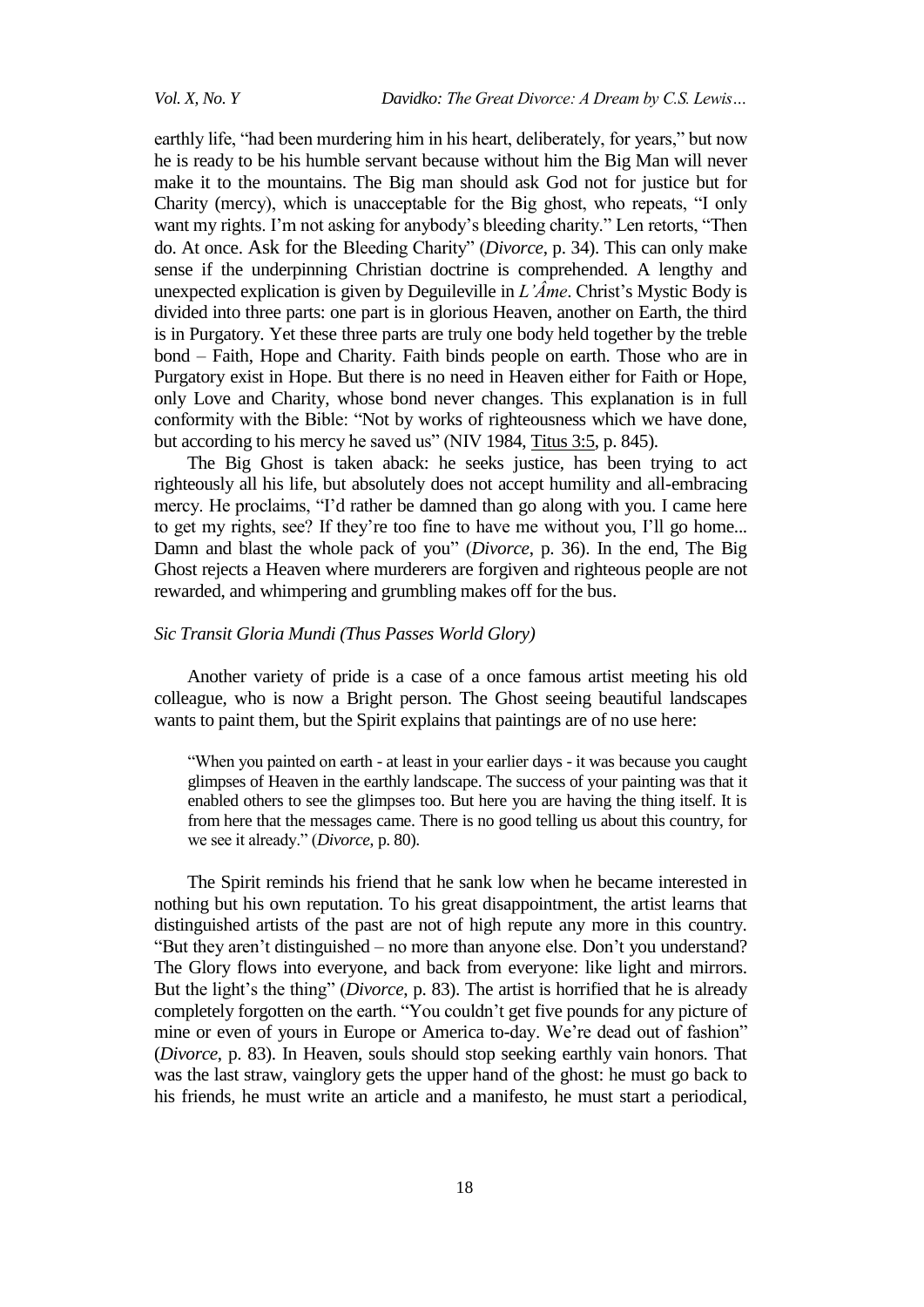earthly life, "had been murdering him in his heart, deliberately, for years," but now he is ready to be his humble servant because without him the Big Man will never make it to the mountains. The Big man should ask God not for justice but for Charity (mercy), which is unacceptable for the Big ghost, who repeats, "I only want my rights. I'm not asking for anybody's bleeding charity." Len retorts, "Then do. At once. Ask for the Bleeding Charity" (*Divorce*, p. 34). This can only make sense if the underpinning Christian doctrine is comprehended. A lengthy and unexpected explication is given by Deguileville in *L'Âme*. Christ's Mystic Body is divided into three parts: one part is in glorious Heaven, another on Earth, the third is in Purgatory. Yet these three parts are truly one body held together by the treble bond – Faith, Hope and Charity. Faith binds people on earth. Those who are in Purgatory exist in Hope. But there is no need in Heaven either for Faith or Hope, only Love and Charity, whose bond never changes. This explanation is in full conformity with the Bible: "Not by works of righteousness which we have done, but according to his mercy he saved us" (NIV 1984, Titus 3:5, p. 845).

The Big Ghost is taken aback: he seeks justice, has been trying to act righteously all his life, but absolutely does not accept humility and all-embracing mercy. He proclaims, "I'd rather be damned than go along with you. I came here to get my rights, see? If they're too fine to have me without you, I'll go home... Damn and blast the whole pack of you" (*Divorce*, p. 36). In the end, The Big Ghost rejects a Heaven where murderers are forgiven and righteous people are not rewarded, and whimpering and grumbling makes off for the bus.

### *Sic Transit Gloria Mundi (Thus Passes World Glory)*

Another variety of pride is a case of a once famous artist meeting his old colleague, who is now a Bright person. The Ghost seeing beautiful landscapes wants to paint them, but the Spirit explains that paintings are of no use here:

> "When you painted on earth - at least in your earlier days - it was because you caught glimpses of Heaven in the earthly landscape. The success of your painting was that it enabled others to see the glimpses too. But here you are having the thing itself. It is from here that the messages came. There is no good telling us about this country, for we see it already." (*Divorce*, p. 80).

The Spirit reminds his friend that he sank low when he became interested in nothing but his own reputation. To his great disappointment, the artist learns that distinguished artists of the past are not of high repute any more in this country. "But they aren't distinguished – no more than anyone else. Don't you understand? The Glory flows into everyone, and back from everyone: like light and mirrors. But the light's the thing" (*Divorce*, p. 83). The artist is horrified that he is already completely forgotten on the earth. "You couldn't get five pounds for any picture of mine or even of yours in Europe or America to-day. We're dead out of fashion" (*Divorce*, p. 83). In Heaven, souls should stop seeking earthly vain honors. That was the last straw, vainglory gets the upper hand of the ghost: he must go back to his friends, he must write an article and a manifesto, he must start a periodical,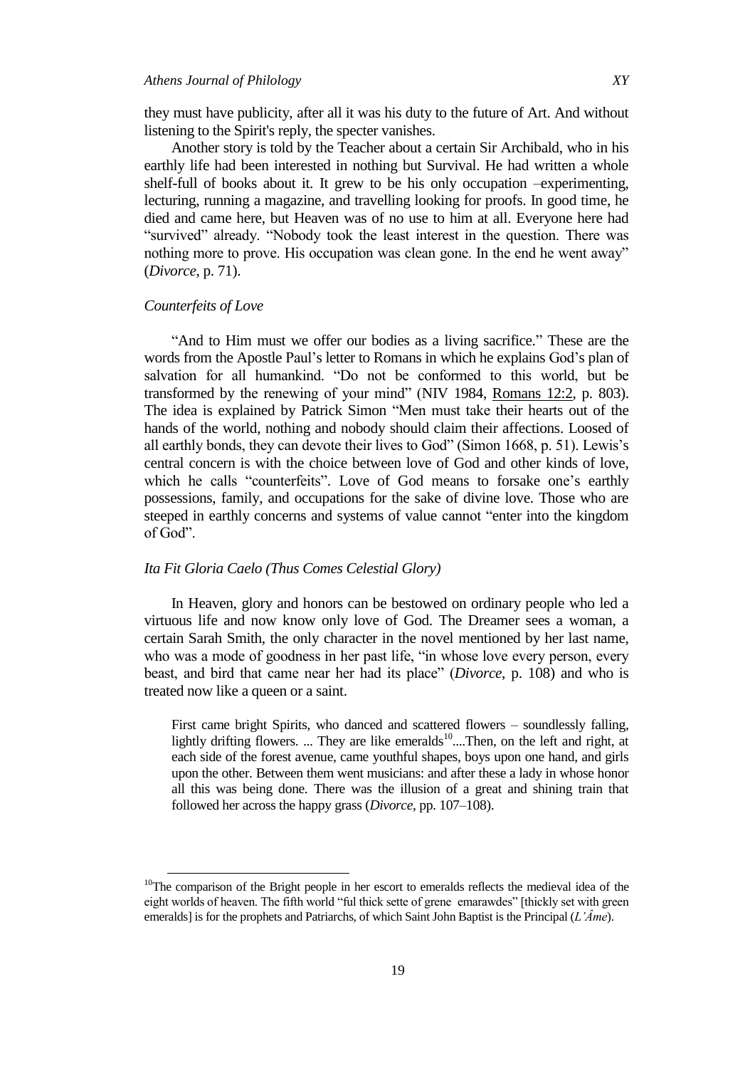they must have publicity, after all it was his duty to the future of Art. And without listening to the Spirit's reply, the specter vanishes.

Another story is told by the Teacher about a certain Sir Archibald, who in his earthly life had been interested in nothing but Survival. He had written a whole shelf-full of books about it. It grew to be his only occupation –experimenting, lecturing, running a magazine, and travelling looking for proofs. In good time, he died and came here, but Heaven was of no use to him at all. Everyone here had "survived" already. "Nobody took the least interest in the question. There was nothing more to prove. His occupation was clean gone. In the end he went away" (*Divorce*, p. 71).

### *Counterfeits of Love*

"And to Him must we offer our bodies as a living sacrifice." These are the words from the Apostle Paul's letter to Romans in which he explains God's plan of salvation for all humankind. "Do not be conformed to this world, but be transformed by the renewing of your mind" (NIV 1984, Romans 12:2, p. 803). The idea is explained by Patrick Simon "Men must take their hearts out of the hands of the world, nothing and nobody should claim their affections. Loosed of all earthly bonds, they can devote their lives to God" (Simon 1668, p. 51). Lewis's central concern is with the choice between love of God and other kinds of love, which he calls "counterfeits". Love of God means to forsake one's earthly possessions, family, and occupations for the sake of divine love. Those who are steeped in earthly concerns and systems of value cannot "enter into the kingdom of God".

### *Ita Fit Gloria Caelo (Thus Comes Celestial Glory)*

In Heaven, glory and honors can be bestowed on ordinary people who led a virtuous life and now know only love of God. The Dreamer sees a woman, a certain Sarah Smith, the only character in the novel mentioned by her last name, who was a mode of goodness in her past life, "in whose love every person, every beast, and bird that came near her had its place" (*Divorce*, p. 108) and who is treated now like a queen or a saint.

> First came bright Spirits, who danced and scattered flowers – soundlessly falling, lightly drifting flowers. ... They are like emeralds[10]....Then, on the left and right, at each side of the forest avenue, came youthful shapes, boys upon one hand, and girls upon the other. Between them went musicians: and after these a lady in whose honor all this was being done. There was the illusion of a great and shining train that followed her across the happy grass (*Divorce*, pp. 107–108).

---

[10]The comparison of the Bright people in her escort to emeralds reflects the medieval idea of the eight worlds of heaven. The fifth world "ful thick sette of grene emarawdes" [thickly set with green emeralds] is for the prophets and Patriarchs, of which Saint John Baptist is the Principal (*L'Âme*).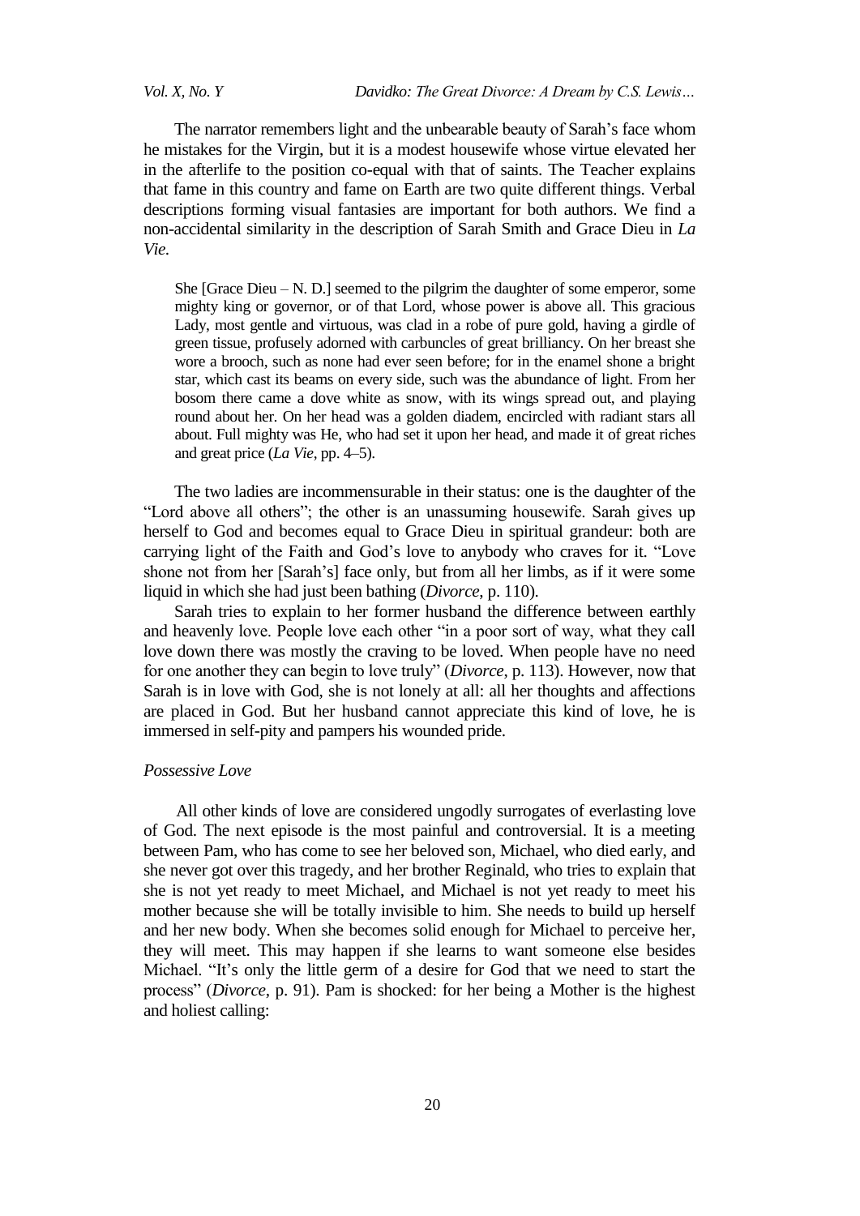The narrator remembers light and the unbearable beauty of Sarah's face whom he mistakes for the Virgin, but it is a modest housewife whose virtue elevated her in the afterlife to the position co-equal with that of saints. The Teacher explains that fame in this country and fame on Earth are two quite different things. Verbal descriptions forming visual fantasies are important for both authors. We find a non-accidental similarity in the description of Sarah Smith and Grace Dieu in *La Vie.*

> She [Grace Dieu – N. D.] seemed to the pilgrim the daughter of some emperor, some mighty king or governor, or of that Lord, whose power is above all. This gracious Lady, most gentle and virtuous, was clad in a robe of pure gold, having a girdle of green tissue, profusely adorned with carbuncles of great brilliancy. On her breast she wore a brooch, such as none had ever seen before; for in the enamel shone a bright star, which cast its beams on every side, such was the abundance of light. From her bosom there came a dove white as snow, with its wings spread out, and playing round about her. On her head was a golden diadem, encircled with radiant stars all about. Full mighty was He, who had set it upon her head, and made it of great riches and great price (*La Vie*, pp. 4–5).

The two ladies are incommensurable in their status: one is the daughter of the "Lord above all others"; the other is an unassuming housewife. Sarah gives up herself to God and becomes equal to Grace Dieu in spiritual grandeur: both are carrying light of the Faith and God's love to anybody who craves for it. "Love shone not from her [Sarah's] face only, but from all her limbs, as if it were some liquid in which she had just been bathing (*Divorce*, p. 110).

Sarah tries to explain to her former husband the difference between earthly and heavenly love. People love each other "in a poor sort of way, what they call love down there was mostly the craving to be loved. When people have no need for one another they can begin to love truly" (*Divorce*, p. 113). However, now that Sarah is in love with God, she is not lonely at all: all her thoughts and affections are placed in God. But her husband cannot appreciate this kind of love, he is immersed in self-pity and pampers his wounded pride.

*Possessive Love*

All other kinds of love are considered ungodly surrogates of everlasting love of God. The next episode is the most painful and controversial. It is a meeting between Pam, who has come to see her beloved son, Michael, who died early, and she never got over this tragedy, and her brother Reginald, who tries to explain that she is not yet ready to meet Michael, and Michael is not yet ready to meet his mother because she will be totally invisible to him. She needs to build up herself and her new body. When she becomes solid enough for Michael to perceive her, they will meet. This may happen if she learns to want someone else besides Michael. "It's only the little germ of a desire for God that we need to start the process" (*Divorce*, p. 91). Pam is shocked: for her being a Mother is the highest and holiest calling: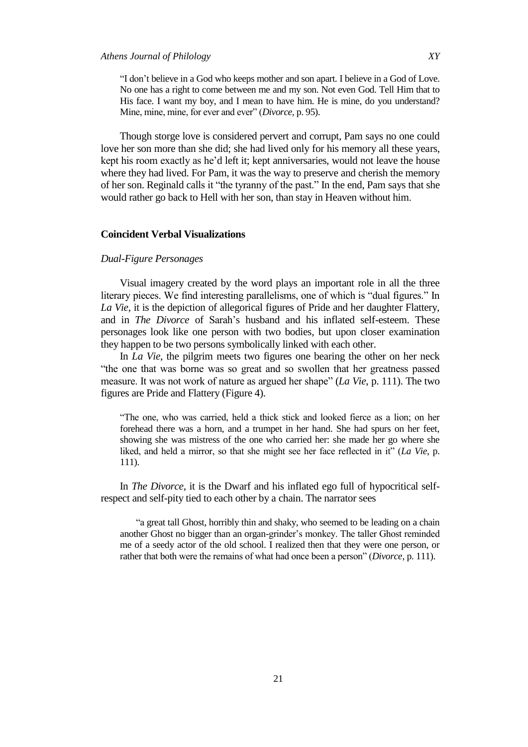> "I don't believe in a God who keeps mother and son apart. I believe in a God of Love. No one has a right to come between me and my son. Not even God. Tell Him that to His face. I want my boy, and I mean to have him. He is mine, do you understand? Mine, mine, mine, for ever and ever" (*Divorce*, p. 95).

Though storge love is considered pervert and corrupt, Pam says no one could love her son more than she did; she had lived only for his memory all these years, kept his room exactly as he'd left it; kept anniversaries, would not leave the house where they had lived. For Pam, it was the way to preserve and cherish the memory of her son. Reginald calls it "the tyranny of the past." In the end, Pam says that she would rather go back to Hell with her son, than stay in Heaven without him.

## Coincident Verbal Visualizations

### *Dual-Figure Personages*

Visual imagery created by the word plays an important role in all the three literary pieces. We find interesting parallelisms, one of which is "dual figures." In *La Vie*, it is the depiction of allegorical figures of Pride and her daughter Flattery, and in *The Divorce* of Sarah's husband and his inflated self-esteem. These personages look like one person with two bodies, but upon closer examination they happen to be two persons symbolically linked with each other.

In *La Vie*, the pilgrim meets two figures one bearing the other on her neck "the one that was borne was so great and so swollen that her greatness passed measure. It was not work of nature as argued her shape" (*La Vie*, p. 111). The two figures are Pride and Flattery (Figure 4).

> "The one, who was carried, held a thick stick and looked fierce as a lion; on her forehead there was a horn, and a trumpet in her hand. She had spurs on her feet, showing she was mistress of the one who carried her: she made her go where she liked, and held a mirror, so that she might see her face reflected in it" (*La Vie*, p. 111).

In *The Divorce*, it is the Dwarf and his inflated ego full of hypocritical self-respect and self-pity tied to each other by a chain. The narrator sees

> "a great tall Ghost, horribly thin and shaky, who seemed to be leading on a chain another Ghost no bigger than an organ-grinder's monkey. The taller Ghost reminded me of a seedy actor of the old school. I realized then that they were one person, or rather that both were the remains of what had once been a person" (*Divorce*, p. 111).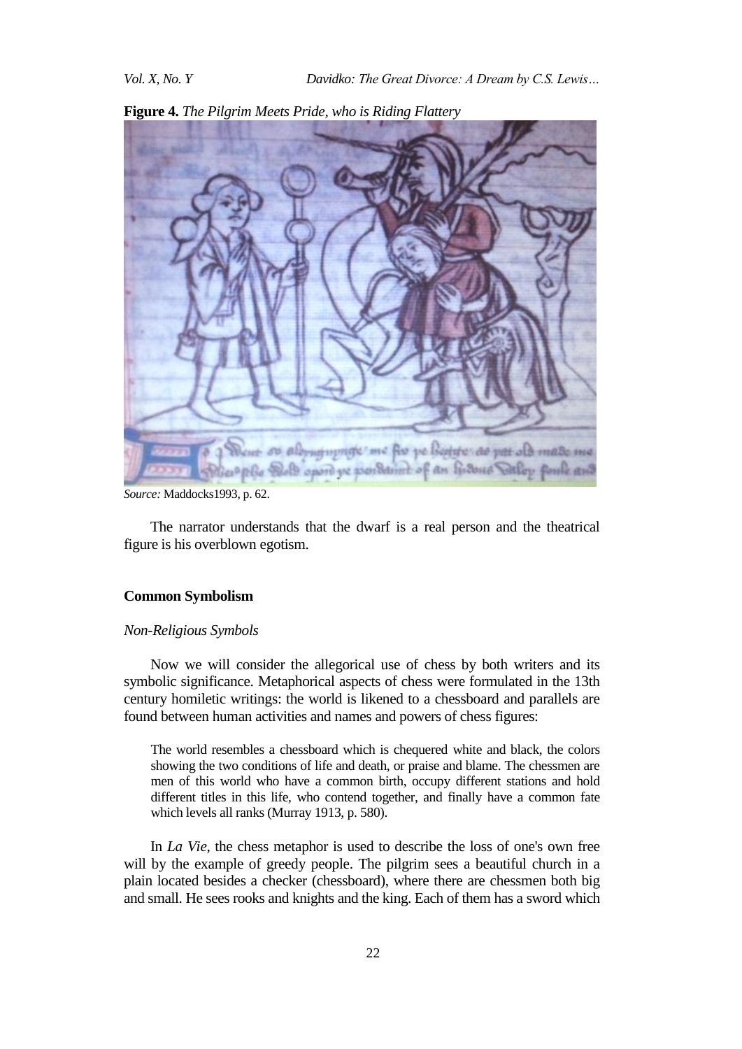**Figure 4.** *The Pilgrim Meets Pride, who is Riding Flattery*

*Source:* Maddocks1993, p. 62.

The narrator understands that the dwarf is a real person and the theatrical figure is his overblown egotism.

## Common Symbolism

### *Non-Religious Symbols*

Now we will consider the allegorical use of chess by both writers and its symbolic significance. Metaphorical aspects of chess were formulated in the 13th century homiletic writings: the world is likened to a chessboard and parallels are found between human activities and names and powers of chess figures:

> The world resembles a chessboard which is chequered white and black, the colors showing the two conditions of life and death, or praise and blame. The chessmen are men of this world who have a common birth, occupy different stations and hold different titles in this life, who contend together, and finally have a common fate which levels all ranks (Murray 1913, p. 580).

In *La Vie*, the chess metaphor is used to describe the loss of one's own free will by the example of greedy people. The pilgrim sees a beautiful church in a plain located besides a checker (chessboard), where there are chessmen both big and small. He sees rooks and knights and the king. Each of them has a sword which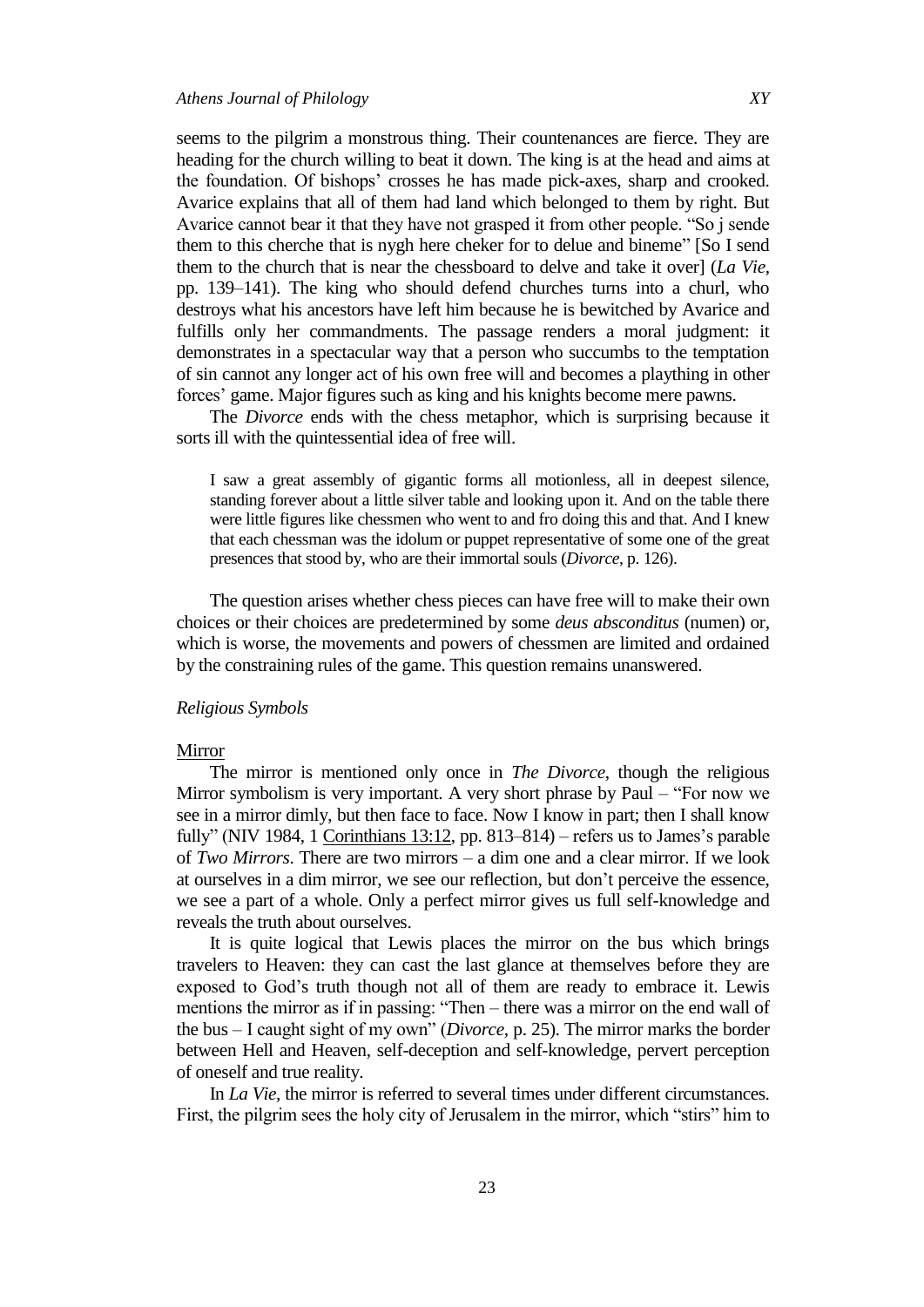seems to the pilgrim a monstrous thing. Their countenances are fierce. They are heading for the church willing to beat it down. The king is at the head and aims at the foundation. Of bishops' crosses he has made pick-axes, sharp and crooked. Avarice explains that all of them had land which belonged to them by right. But Avarice cannot bear it that they have not grasped it from other people. "So j sende them to this cherche that is nygh here cheker for to delue and bineme" [So I send them to the church that is near the chessboard to delve and take it over] (*La Vie*, pp. 139–141). The king who should defend churches turns into a churl, who destroys what his ancestors have left him because he is bewitched by Avarice and fulfills only her commandments. The passage renders a moral judgment: it demonstrates in a spectacular way that a person who succumbs to the temptation of sin cannot any longer act of his own free will and becomes a plaything in other forces' game. Major figures such as king and his knights become mere pawns.

The *Divorce* ends with the chess metaphor, which is surprising because it sorts ill with the quintessential idea of free will.

> I saw a great assembly of gigantic forms all motionless, all in deepest silence, standing forever about a little silver table and looking upon it. And on the table there were little figures like chessmen who went to and fro doing this and that. And I knew that each chessman was the idolum or puppet representative of some one of the great presences that stood by, who are their immortal souls (*Divorce*, p. 126).

The question arises whether chess pieces can have free will to make their own choices or their choices are predetermined by some *deus absconditus* (numen) or, which is worse, the movements and powers of chessmen are limited and ordained by the constraining rules of the game. This question remains unanswered.

### *Religious Symbols*

#### Mirror

The mirror is mentioned only once in *The Divorce*, though the religious Mirror symbolism is very important. A very short phrase by Paul – "For now we see in a mirror dimly, but then face to face. Now I know in part; then I shall know fully" (NIV 1984, 1 Corinthians 13:12, pp. 813–814) – refers us to James's parable of *Two Mirrors*. There are two mirrors – a dim one and a clear mirror. If we look at ourselves in a dim mirror, we see our reflection, but don't perceive the essence, we see a part of a whole. Only a perfect mirror gives us full self-knowledge and reveals the truth about ourselves.

It is quite logical that Lewis places the mirror on the bus which brings travelers to Heaven: they can cast the last glance at themselves before they are exposed to God's truth though not all of them are ready to embrace it. Lewis mentions the mirror as if in passing: "Then – there was a mirror on the end wall of the bus – I caught sight of my own" (*Divorce*, p. 25). The mirror marks the border between Hell and Heaven, self-deception and self-knowledge, pervert perception of oneself and true reality.

In *La Vie*, the mirror is referred to several times under different circumstances. First, the pilgrim sees the holy city of Jerusalem in the mirror, which "stirs" him to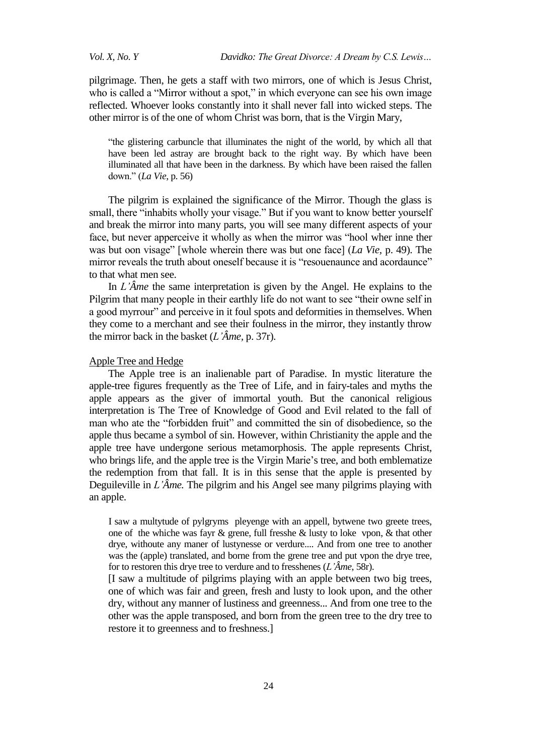pilgrimage. Then, he gets a staff with two mirrors, one of which is Jesus Christ, who is called a "Mirror without a spot," in which everyone can see his own image reflected. Whoever looks constantly into it shall never fall into wicked steps. The other mirror is of the one of whom Christ was born, that is the Virgin Mary,

> "the glistering carbuncle that illuminates the night of the world, by which all that have been led astray are brought back to the right way. By which have been illuminated all that have been in the darkness. By which have been raised the fallen down." (*La Vie*, p. 56)

The pilgrim is explained the significance of the Mirror. Though the glass is small, there "inhabits wholly your visage." But if you want to know better yourself and break the mirror into many parts, you will see many different aspects of your face, but never apperceive it wholly as when the mirror was "hool wher inne ther was but oon visage" [whole wherein there was but one face] (*La Vie*, p. 49). The mirror reveals the truth about oneself because it is "resouenaunce and acordaunce" to that what men see.

In *L'Âme* the same interpretation is given by the Angel. He explains to the Pilgrim that many people in their earthly life do not want to see "their owne self in a good myrrour" and perceive in it foul spots and deformities in themselves. When they come to a merchant and see their foulness in the mirror, they instantly throw the mirror back in the basket (*L'Âme*, p. 37r).

<u>Apple Tree and Hedge</u>

The Apple tree is an inalienable part of Paradise. In mystic literature the apple-tree figures frequently as the Tree of Life, and in fairy-tales and myths the apple appears as the giver of immortal youth. But the canonical religious interpretation is The Tree of Knowledge of Good and Evil related to the fall of man who ate the "forbidden fruit" and committed the sin of disobedience, so the apple thus became a symbol of sin. However, within Christianity the apple and the apple tree have undergone serious metamorphosis. The apple represents Christ, who brings life, and the apple tree is the Virgin Marie's tree, and both emblematize the redemption from that fall. It is in this sense that the apple is presented by Deguileville in *L'Âme.* The pilgrim and his Angel see many pilgrims playing with an apple.

> I saw a multytude of pylgryms pleyenge with an appell, bytwene two greete trees, one of the whiche was fayr & grene, full fresshe & lusty to loke vpon, & that other drye, withoute any maner of lustynesse or verdure.... And from one tree to another was the (apple) translated, and borne from the grene tree and put vpon the drye tree, for to restoren this drye tree to verdure and to fresshenes (*L'Âme*, 58r).
>
> [I saw a multitude of pilgrims playing with an apple between two big trees, one of which was fair and green, fresh and lusty to look upon, and the other dry, without any manner of lustiness and greenness... And from one tree to the other was the apple transposed, and born from the green tree to the dry tree to restore it to greenness and to freshness.]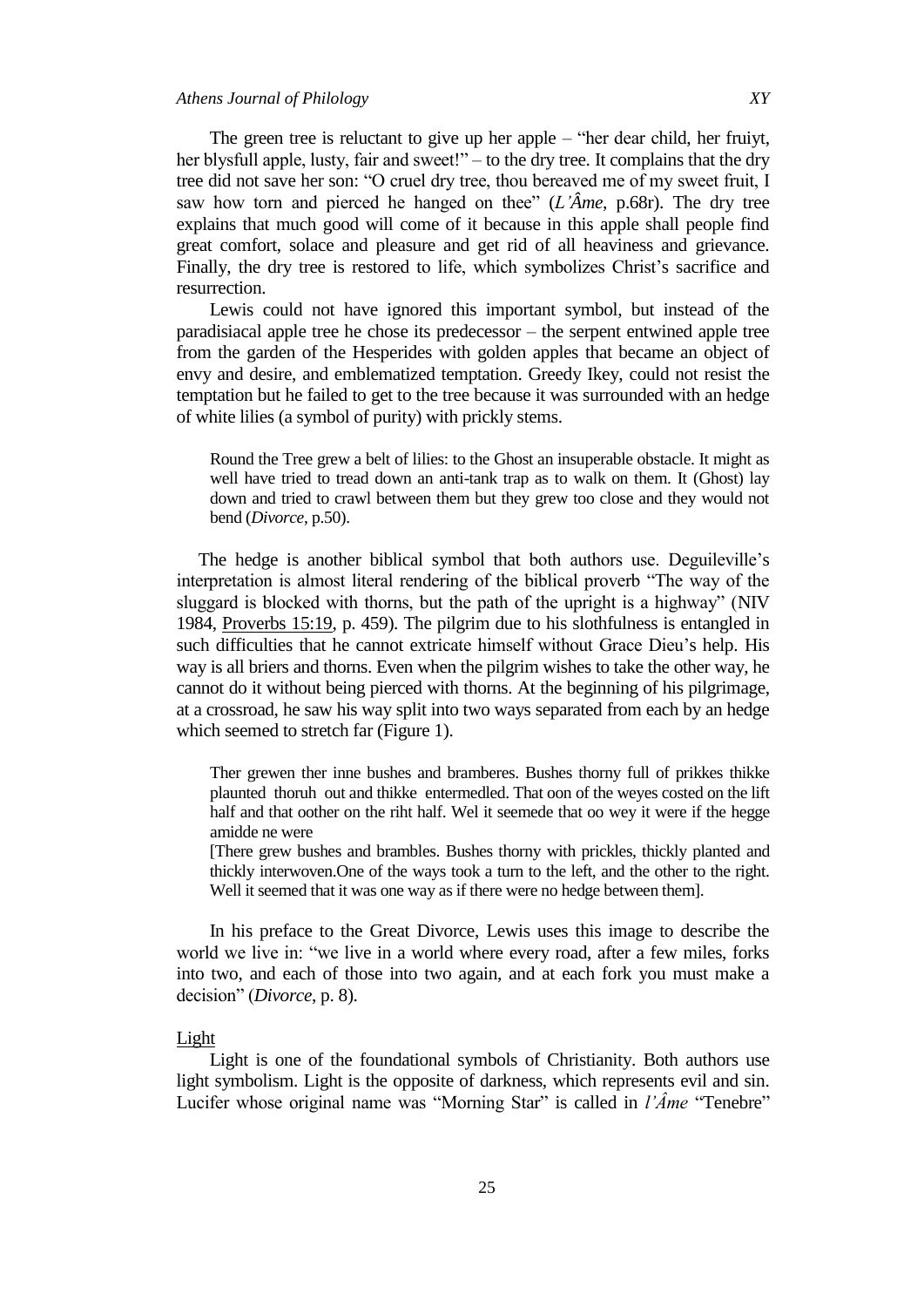The green tree is reluctant to give up her apple – "her dear child, her fruiyt, her blysfull apple, lusty, fair and sweet!" – to the dry tree. It complains that the dry tree did not save her son: "O cruel dry tree, thou bereaved me of my sweet fruit, I saw how torn and pierced he hanged on thee" (*L'Âme*, p.68r). The dry tree explains that much good will come of it because in this apple shall people find great comfort, solace and pleasure and get rid of all heaviness and grievance. Finally, the dry tree is restored to life, which symbolizes Christ's sacrifice and resurrection.

Lewis could not have ignored this important symbol, but instead of the paradisiacal apple tree he chose its predecessor – the serpent entwined apple tree from the garden of the Hesperides with golden apples that became an object of envy and desire, and emblematized temptation. Greedy Ikey, could not resist the temptation but he failed to get to the tree because it was surrounded with an hedge of white lilies (a symbol of purity) with prickly stems.

> Round the Tree grew a belt of lilies: to the Ghost an insuperable obstacle. It might as well have tried to tread down an anti-tank trap as to walk on them. It (Ghost) lay down and tried to crawl between them but they grew too close and they would not bend (*Divorce*, p.50).

The hedge is another biblical symbol that both authors use. Deguileville's interpretation is almost literal rendering of the biblical proverb "The way of the sluggard is blocked with thorns, but the path of the upright is a highway" (NIV 1984, Proverbs 15:19, p. 459). The pilgrim due to his slothfulness is entangled in such difficulties that he cannot extricate himself without Grace Dieu's help. His way is all briers and thorns. Even when the pilgrim wishes to take the other way, he cannot do it without being pierced with thorns. At the beginning of his pilgrimage, at a crossroad, he saw his way split into two ways separated from each by an hedge which seemed to stretch far (Figure 1).

> Ther grewen ther inne bushes and bramberes. Bushes thorny full of prikkes thikke plaunted thoruh out and thikke entermedled. That oon of the weyes costed on the lift half and that oother on the riht half. Wel it seemede that oo wey it were if the hegge amidde ne were
>
> [There grew bushes and brambles. Bushes thorny with prickles, thickly planted and thickly interwoven.One of the ways took a turn to the left, and the other to the right. Well it seemed that it was one way as if there were no hedge between them].

In his preface to the Great Divorce, Lewis uses this image to describe the world we live in: "we live in a world where every road, after a few miles, forks into two, and each of those into two again, and at each fork you must make a decision" (*Divorce*, p. 8).

## Light

Light is one of the foundational symbols of Christianity. Both authors use light symbolism. Light is the opposite of darkness, which represents evil and sin. Lucifer whose original name was "Morning Star" is called in *l'Âme* "Tenebre"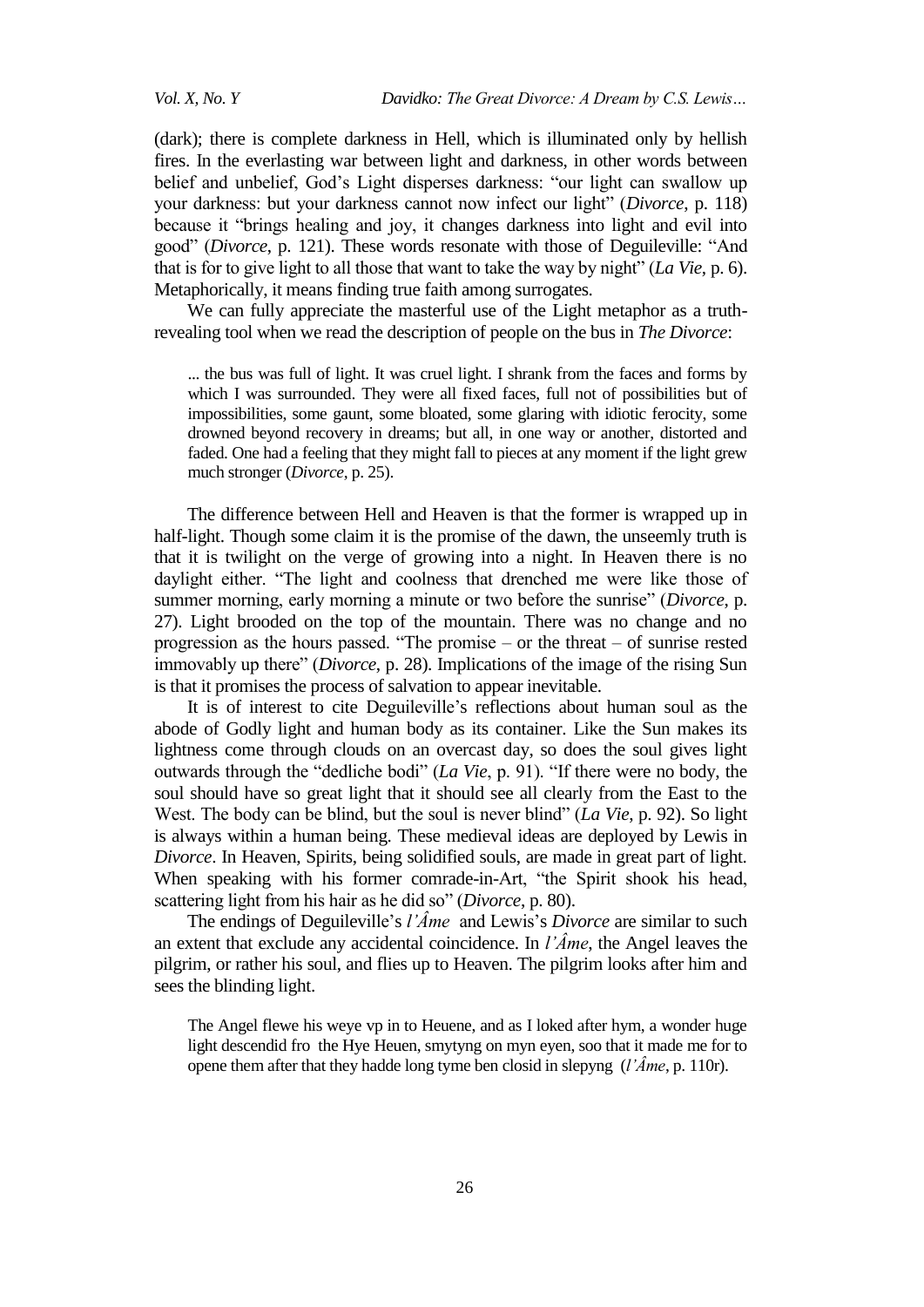(dark); there is complete darkness in Hell, which is illuminated only by hellish fires. In the everlasting war between light and darkness, in other words between belief and unbelief, God's Light disperses darkness: "our light can swallow up your darkness: but your darkness cannot now infect our light" (*Divorce*, p. 118) because it "brings healing and joy, it changes darkness into light and evil into good" (*Divorce*, p. 121). These words resonate with those of Deguileville: "And that is for to give light to all those that want to take the way by night" (*La Vie*, p. 6). Metaphorically, it means finding true faith among surrogates.

We can fully appreciate the masterful use of the Light metaphor as a truth-revealing tool when we read the description of people on the bus in *The Divorce*:

> ... the bus was full of light. It was cruel light. I shrank from the faces and forms by which I was surrounded. They were all fixed faces, full not of possibilities but of impossibilities, some gaunt, some bloated, some glaring with idiotic ferocity, some drowned beyond recovery in dreams; but all, in one way or another, distorted and faded. One had a feeling that they might fall to pieces at any moment if the light grew much stronger (*Divorce*, p. 25).

The difference between Hell and Heaven is that the former is wrapped up in half-light. Though some claim it is the promise of the dawn, the unseemly truth is that it is twilight on the verge of growing into a night. In Heaven there is no daylight either. "The light and coolness that drenched me were like those of summer morning, early morning a minute or two before the sunrise" (*Divorce*, p. 27). Light brooded on the top of the mountain. There was no change and no progression as the hours passed. "The promise – or the threat – of sunrise rested immovably up there" (*Divorce*, p. 28). Implications of the image of the rising Sun is that it promises the process of salvation to appear inevitable.

It is of interest to cite Deguileville's reflections about human soul as the abode of Godly light and human body as its container. Like the Sun makes its lightness come through clouds on an overcast day, so does the soul gives light outwards through the "dedliche bodi" (*La Vie*, p. 91). "If there were no body, the soul should have so great light that it should see all clearly from the East to the West. The body can be blind, but the soul is never blind" (*La Vie*, p. 92). So light is always within a human being. These medieval ideas are deployed by Lewis in *Divorce*. In Heaven, Spirits, being solidified souls, are made in great part of light. When speaking with his former comrade-in-Art, "the Spirit shook his head, scattering light from his hair as he did so" (*Divorce*, p. 80).

The endings of Deguileville's *l'Âme* and Lewis's *Divorce* are similar to such an extent that exclude any accidental coincidence. In *l'Âme*, the Angel leaves the pilgrim, or rather his soul, and flies up to Heaven. The pilgrim looks after him and sees the blinding light.

> The Angel flewe his weye vp in to Heuene, and as I loked after hym, a wonder huge light descendid fro the Hye Heuen, smytyng on myn eyen, soo that it made me for to opene them after that they hadde long tyme ben closid in slepyng (*l'Âme*, p. 110r).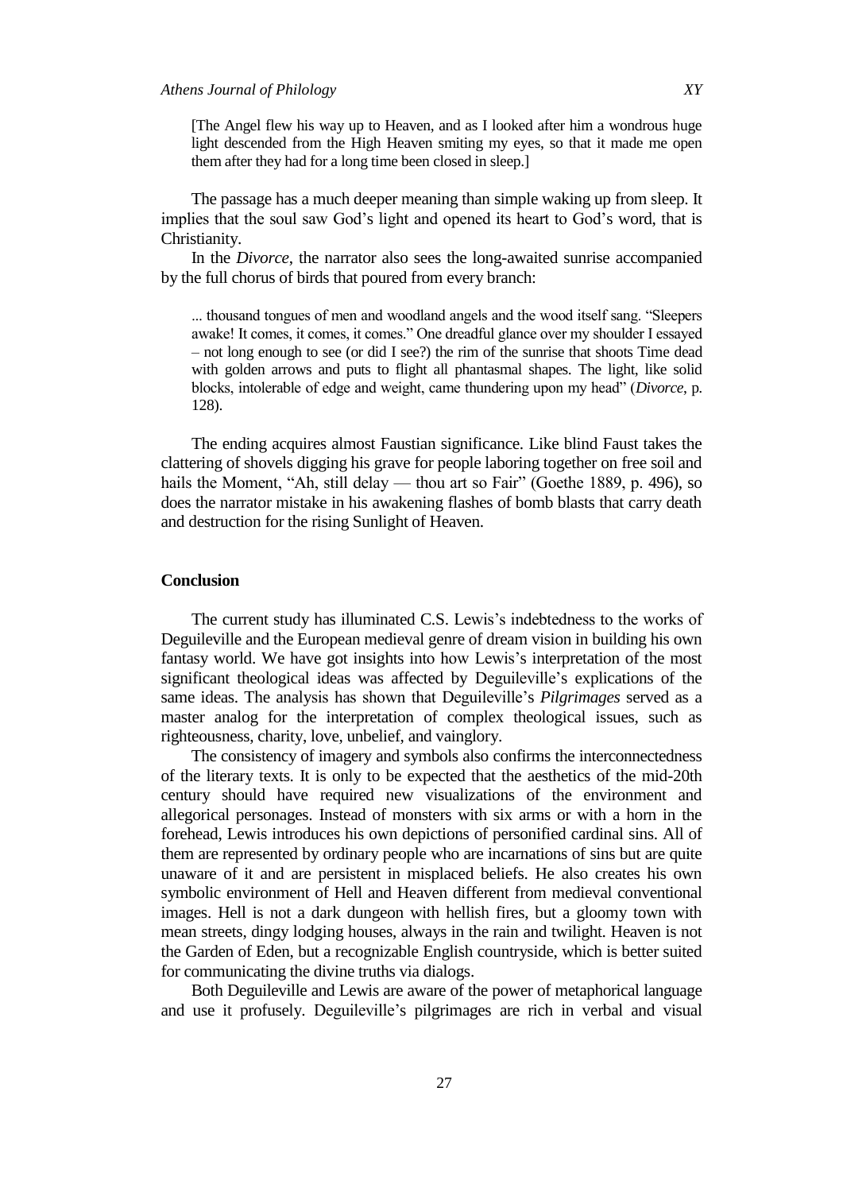> [The Angel flew his way up to Heaven, and as I looked after him a wondrous huge light descended from the High Heaven smiting my eyes, so that it made me open them after they had for a long time been closed in sleep.]

The passage has a much deeper meaning than simple waking up from sleep. It implies that the soul saw God's light and opened its heart to God's word, that is Christianity.

In the *Divorce*, the narrator also sees the long-awaited sunrise accompanied by the full chorus of birds that poured from every branch:

> ... thousand tongues of men and woodland angels and the wood itself sang. "Sleepers awake! It comes, it comes, it comes." One dreadful glance over my shoulder I essayed – not long enough to see (or did I see?) the rim of the sunrise that shoots Time dead with golden arrows and puts to flight all phantasmal shapes. The light, like solid blocks, intolerable of edge and weight, came thundering upon my head" (*Divorce*, p. 128).

The ending acquires almost Faustian significance. Like blind Faust takes the clattering of shovels digging his grave for people laboring together on free soil and hails the Moment, "Ah, still delay — thou art so Fair" (Goethe 1889, p. 496), so does the narrator mistake in his awakening flashes of bomb blasts that carry death and destruction for the rising Sunlight of Heaven.

## Conclusion

The current study has illuminated C.S. Lewis's indebtedness to the works of Deguileville and the European medieval genre of dream vision in building his own fantasy world. We have got insights into how Lewis's interpretation of the most significant theological ideas was affected by Deguileville's explications of the same ideas. The analysis has shown that Deguileville's *Pilgrimages* served as a master analog for the interpretation of complex theological issues, such as righteousness, charity, love, unbelief, and vainglory.

The consistency of imagery and symbols also confirms the interconnectedness of the literary texts. It is only to be expected that the aesthetics of the mid-20th century should have required new visualizations of the environment and allegorical personages. Instead of monsters with six arms or with a horn in the forehead, Lewis introduces his own depictions of personified cardinal sins. All of them are represented by ordinary people who are incarnations of sins but are quite unaware of it and are persistent in misplaced beliefs. He also creates his own symbolic environment of Hell and Heaven different from medieval conventional images. Hell is not a dark dungeon with hellish fires, but a gloomy town with mean streets, dingy lodging houses, always in the rain and twilight. Heaven is not the Garden of Eden, but a recognizable English countryside, which is better suited for communicating the divine truths via dialogs.

Both Deguileville and Lewis are aware of the power of metaphorical language and use it profusely. Deguileville's pilgrimages are rich in verbal and visual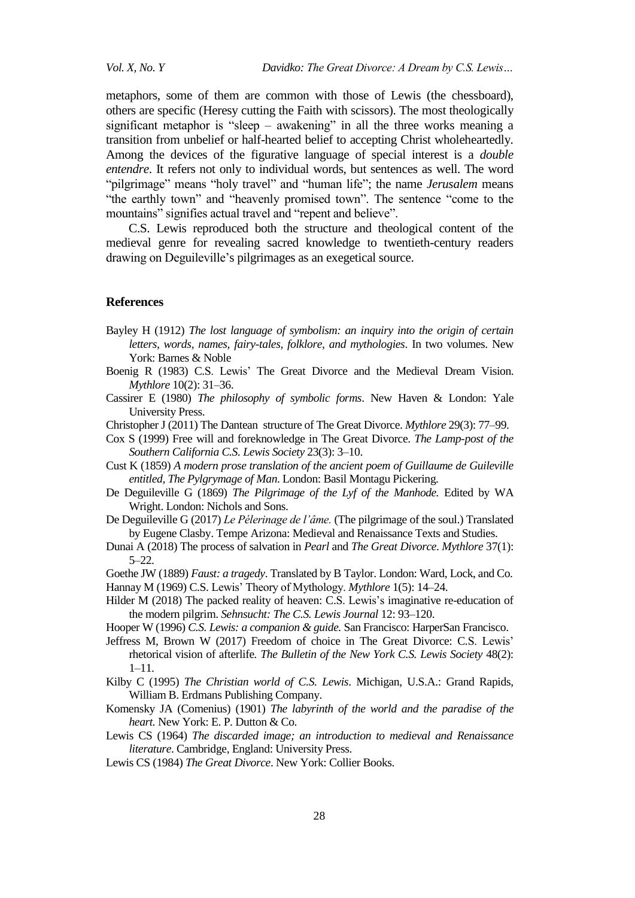metaphors, some of them are common with those of Lewis (the chessboard), others are specific (Heresy cutting the Faith with scissors). The most theologically significant metaphor is "sleep – awakening" in all the three works meaning a transition from unbelief or half-hearted belief to accepting Christ wholeheartedly. Among the devices of the figurative language of special interest is a *double entendre*. It refers not only to individual words, but sentences as well. The word "pilgrimage" means "holy travel" and "human life"; the name *Jerusalem* means "the earthly town" and "heavenly promised town". The sentence "come to the mountains" signifies actual travel and "repent and believe".

C.S. Lewis reproduced both the structure and theological content of the medieval genre for revealing sacred knowledge to twentieth-century readers drawing on Deguileville's pilgrimages as an exegetical source.

## References

Bayley H (1912) *The lost language of symbolism: an inquiry into the origin of certain letters, words, names, fairy-tales, folklore, and mythologies*. In two volumes. New York: Barnes & Noble

Boenig R (1983) C.S. Lewis' The Great Divorce and the Medieval Dream Vision. *Mythlore* 10(2): 31–36.

Cassirer E (1980) *The philosophy of symbolic forms*. New Haven & London: Yale University Press.

Christopher J (2011) The Dantean structure of The Great Divorce. *Mythlore* 29(3): 77–99.

Cox S (1999) Free will and foreknowledge in The Great Divorce. *The Lamp-post of the Southern California C.S. Lewis Society* 23(3): 3–10.

Cust K (1859) *A modern prose translation of the ancient poem of Guillaume de Guileville entitled, The Pylgrymage of Man*. London: Basil Montagu Pickering.

De Deguileville G (1869) *The Pilgrimage of the Lyf of the Manhode.* Edited by WA Wright. London: Nichols and Sons.

De Deguileville G (2017) *Le Pélerinage de l'âme.* (The pilgrimage of the soul.) Translated by Eugene Clasby. Tempe Arizona: Medieval and Renaissance Texts and Studies.

Dunai A (2018) The process of salvation in *Pearl* and *The Great Divorce*. *Mythlore* 37(1): 5–22.

Goethe JW (1889) *Faust: a tragedy*. Translated by B Taylor. London: Ward, Lock, and Co.

Hannay M (1969) C.S. Lewis' Theory of Mythology. *Mythlore* 1(5): 14–24.

Hilder M (2018) The packed reality of heaven: C.S. Lewis's imaginative re-education of the modern pilgrim. *Sehnsucht: The C.S. Lewis Journal* 12: 93–120.

Hooper W (1996) *C.S. Lewis: a companion & guide.* San Francisco: HarperSan Francisco.

Jeffress M, Brown W (2017) Freedom of choice in The Great Divorce: C.S. Lewis' rhetorical vision of afterlife. *The Bulletin of the New York C.S. Lewis Society* 48(2): 1–11.

Kilby C (1995) *The Christian world of C.S. Lewis*. Michigan, U.S.A.: Grand Rapids, William B. Erdmans Publishing Company.

Komensky JA (Comenius) (1901) *The labyrinth of the world and the paradise of the heart.* New York: E. P. Dutton & Co.

Lewis CS (1964) *The discarded image; an introduction to medieval and Renaissance literature*. Cambridge, England: University Press.

Lewis CS (1984) *The Great Divorce*. New York: Collier Books.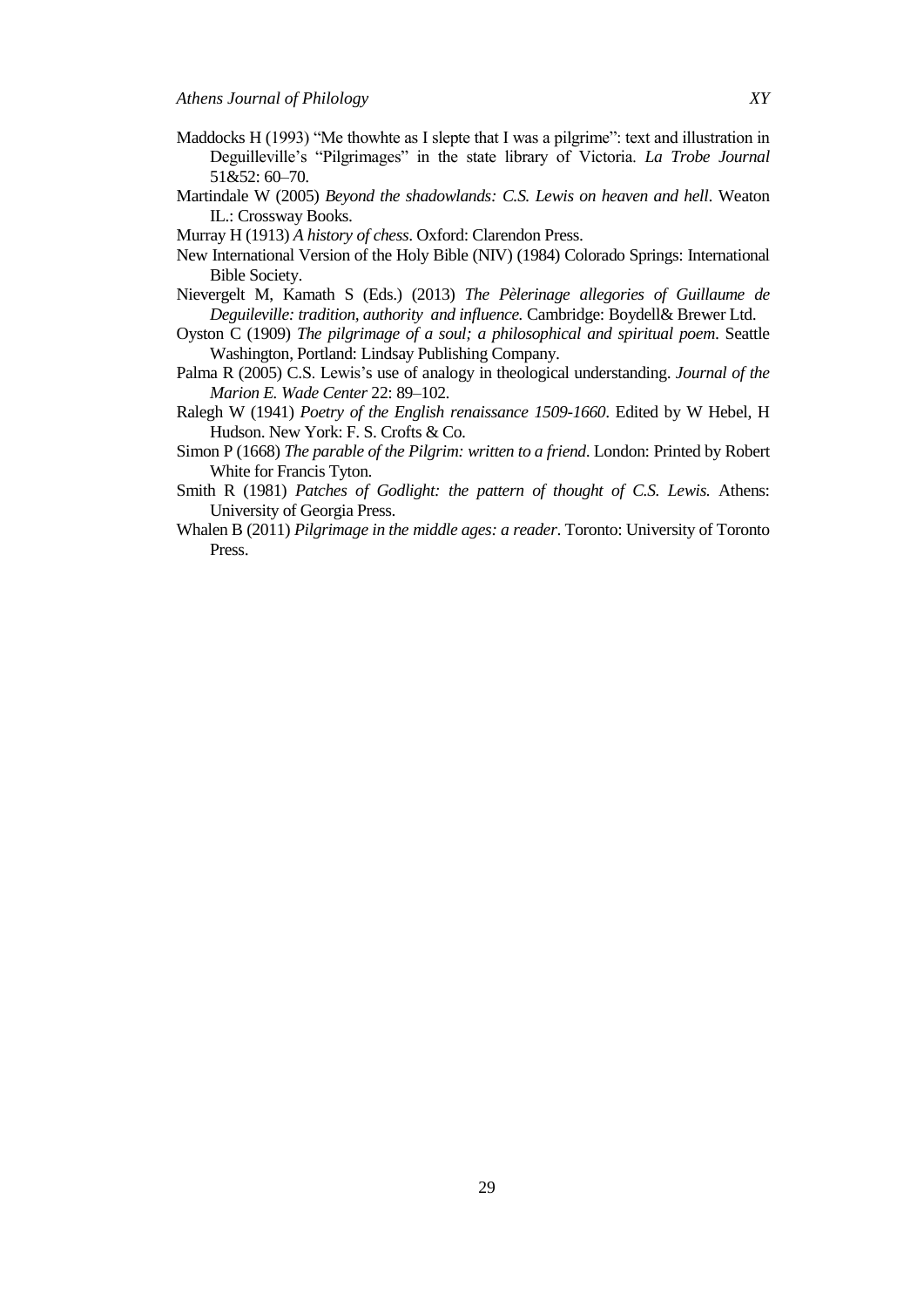Maddocks H (1993) "Me thowhte as I slepte that I was a pilgrime": text and illustration in Deguilleville's "Pilgrimages" in the state library of Victoria. *La Trobe Journal* 51&52: 60–70.

Martindale W (2005) *Beyond the shadowlands: C.S. Lewis on heaven and hell*. Weaton IL.: Crossway Books.

Murray H (1913) *A history of chess*. Oxford: Clarendon Press.

New International Version of the Holy Bible (NIV) (1984) Colorado Springs: International Bible Society.

Nievergelt M, Kamath S (Eds.) (2013) *The Pèlerinage allegories of Guillaume de Deguileville: tradition, authority and influence.* Cambridge: Boydell& Brewer Ltd.

Oyston C (1909) *The pilgrimage of a soul; a philosophical and spiritual poem*. Seattle Washington, Portland: Lindsay Publishing Company.

Palma R (2005) C.S. Lewis's use of analogy in theological understanding. *Journal of the Marion E. Wade Center* 22: 89–102.

Ralegh W (1941) *Poetry of the English renaissance 1509-1660*. Edited by W Hebel, H Hudson. New York: F. S. Crofts & Co.

Simon P (1668) *The parable of the Pilgrim: written to a friend*. London: Printed by Robert White for Francis Tyton.

Smith R (1981) *Patches of Godlight: the pattern of thought of C.S. Lewis.* Athens: University of Georgia Press.

Whalen B (2011) *Pilgrimage in the middle ages: a reader*. Toronto: University of Toronto Press.